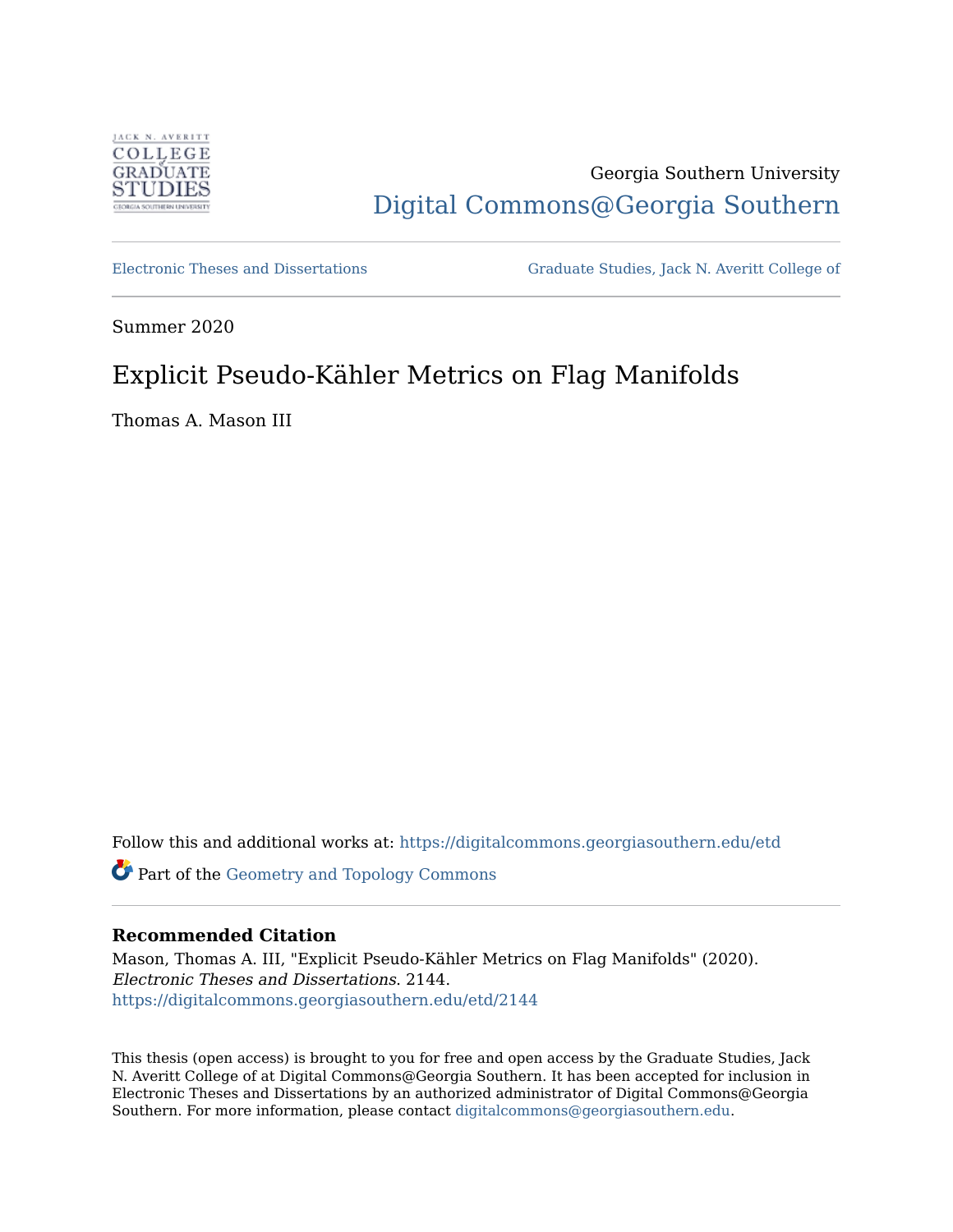Georgia Southern University

Digital Commons@Georgia Southern

Electronic Theses and Dissertations

Graduate Studies, Jack N. Averitt College of

Summer 2020

# Explicit Pseudo-Kähler Metrics on Flag Manifolds

Thomas A. Mason III

Follow this and additional works at: https://digitalcommons.georgiasouthern.edu/etd

Part of the Geometry and Topology Commons

### Recommended Citation

Mason, Thomas A. III, "Explicit Pseudo-Kähler Metrics on Flag Manifolds" (2020). *Electronic Theses and Dissertations*. 2144.
https://digitalcommons.georgiasouthern.edu/etd/2144

This thesis (open access) is brought to you for free and open access by the Graduate Studies, Jack N. Averitt College of at Digital Commons@Georgia Southern. It has been accepted for inclusion in Electronic Theses and Dissertations by an authorized administrator of Digital Commons@Georgia Southern. For more information, please contact digitalcommons@georgiasouthern.edu.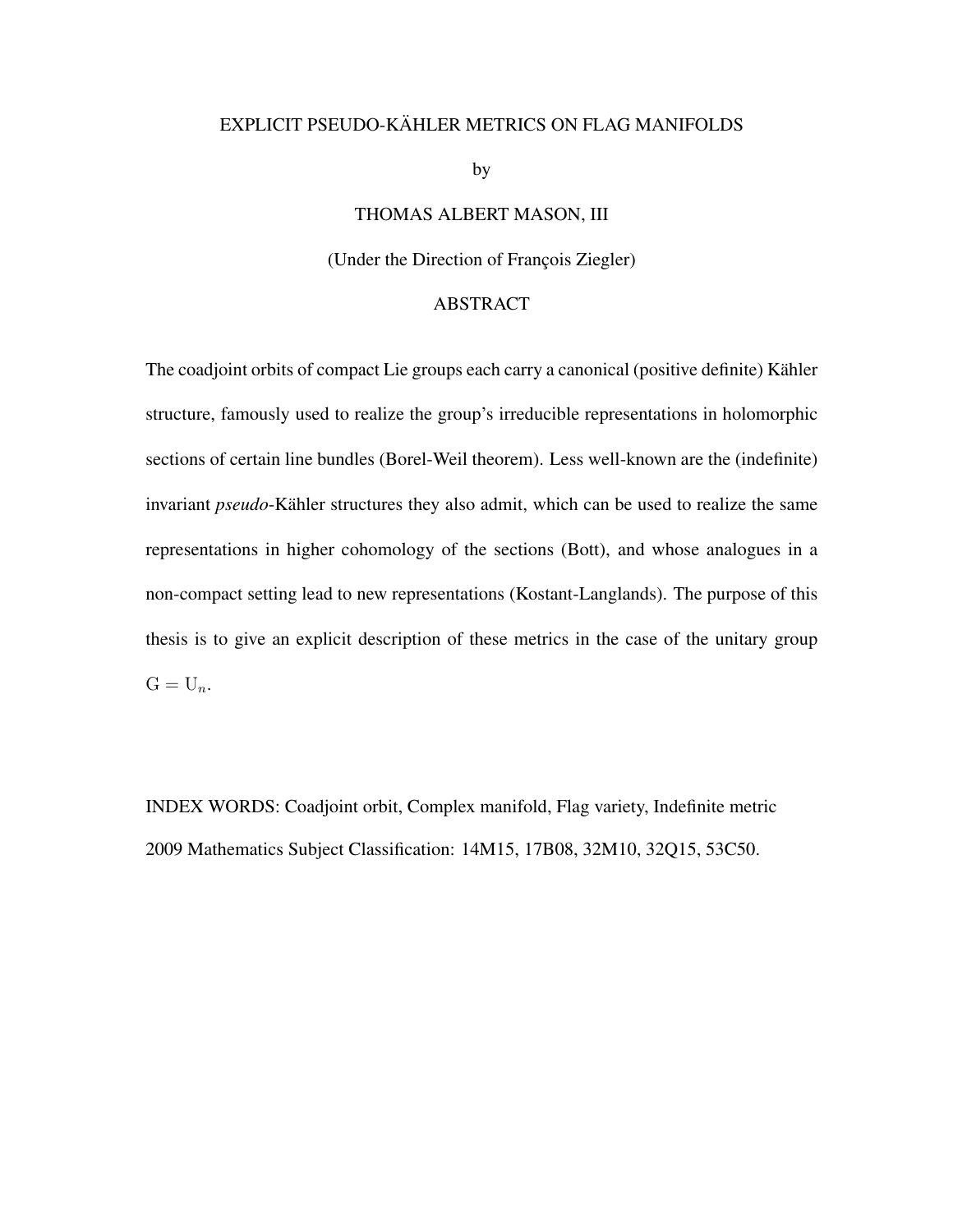EXPLICIT PSEUDO-KÄHLER METRICS ON FLAG MANIFOLDS

by

THOMAS ALBERT MASON, III

(Under the Direction of François Ziegler)

ABSTRACT

The coadjoint orbits of compact Lie groups each carry a canonical (positive definite) Kähler structure, famously used to realize the group's irreducible representations in holomorphic sections of certain line bundles (Borel-Weil theorem). Less well-known are the (indefinite) invariant *pseudo*-Kähler structures they also admit, which can be used to realize the same representations in higher cohomology of the sections (Bott), and whose analogues in a non-compact setting lead to new representations (Kostant-Langlands). The purpose of this thesis is to give an explicit description of these metrics in the case of the unitary group $\mathrm{G} = \mathrm{U}_n$.

INDEX WORDS: Coadjoint orbit, Complex manifold, Flag variety, Indefinite metric

2009 Mathematics Subject Classification: 14M15, 17B08, 32M10, 32Q15, 53C50.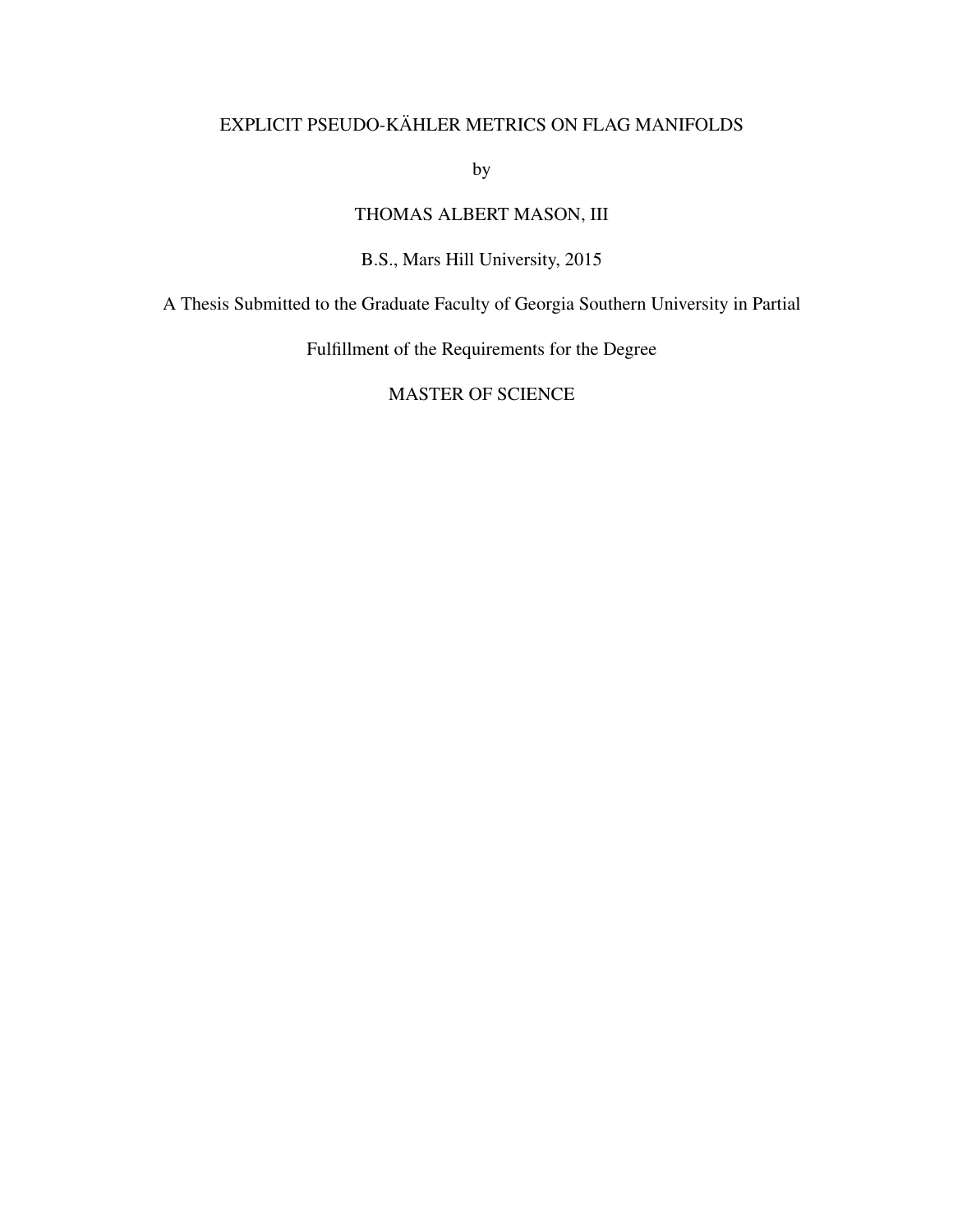EXPLICIT PSEUDO-KÄHLER METRICS ON FLAG MANIFOLDS

by

THOMAS ALBERT MASON, III

B.S., Mars Hill University, 2015

A Thesis Submitted to the Graduate Faculty of Georgia Southern University in Partial Fulfillment of the Requirements for the Degree

MASTER OF SCIENCE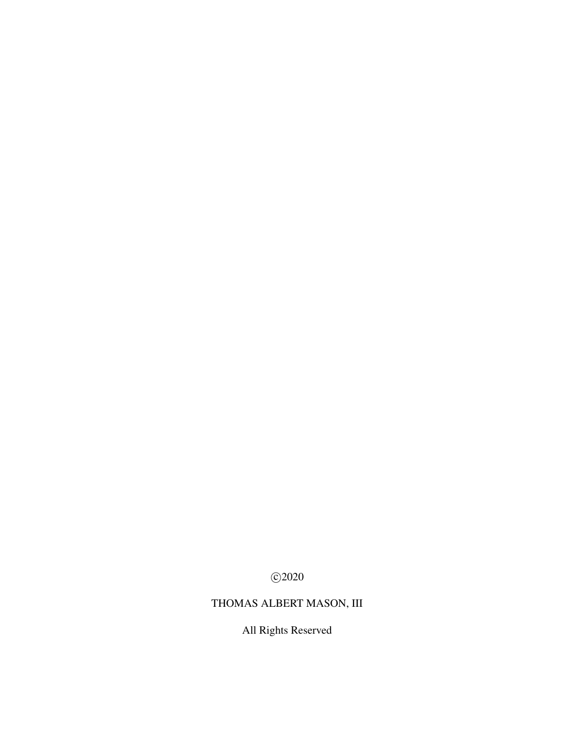©2020

THOMAS ALBERT MASON, III

All Rights Reserved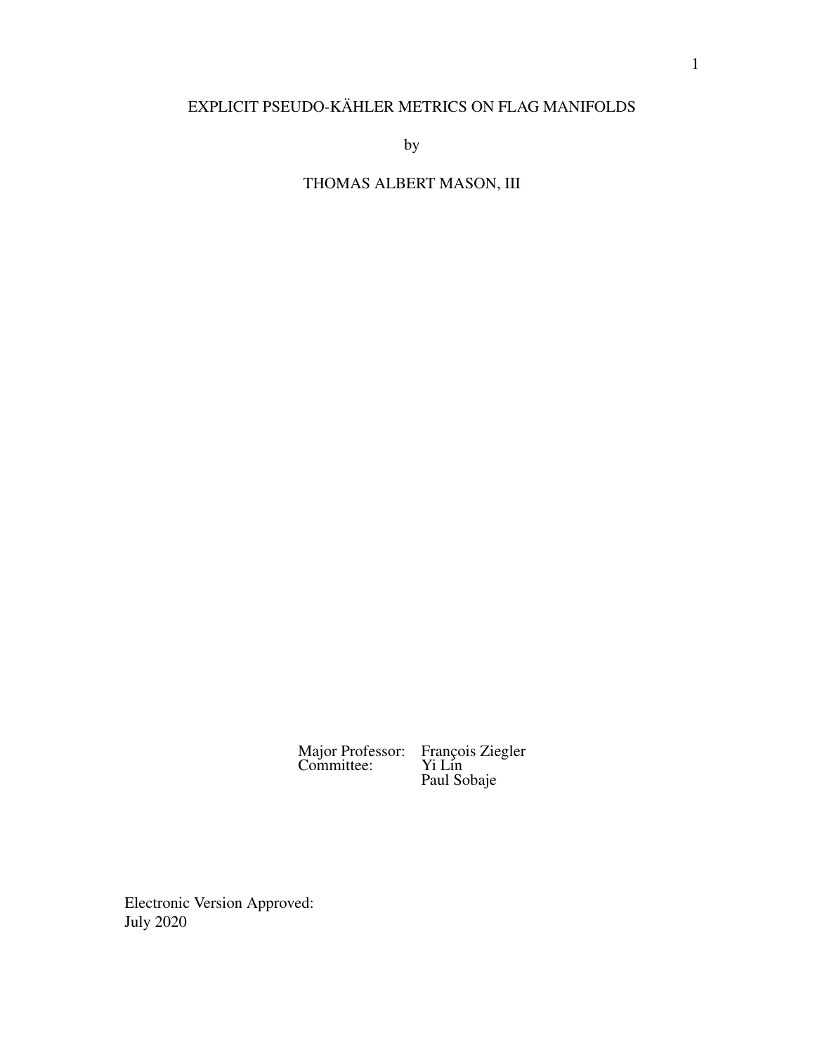EXPLICIT PSEUDO-KÄHLER METRICS ON FLAG MANIFOLDS

by

THOMAS ALBERT MASON, III

Major Professor: François Ziegler
Committee: Yi Lin
Paul Sobaje

Electronic Version Approved:
July 2020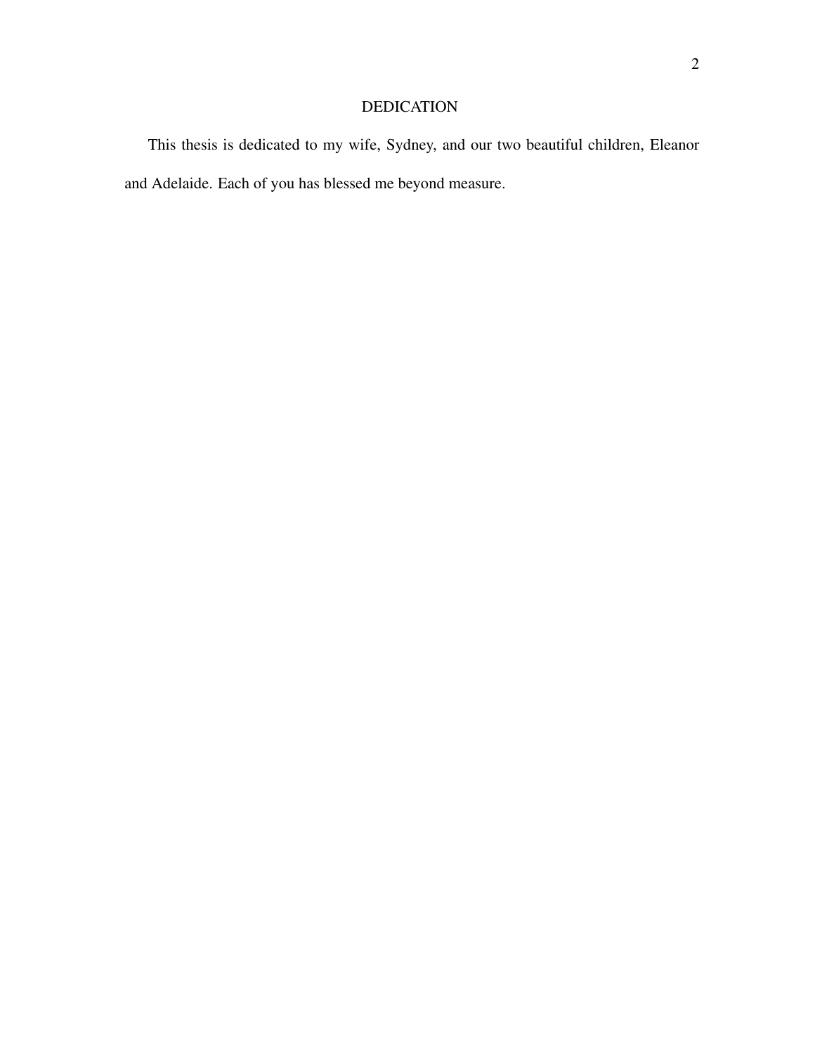# DEDICATION

This thesis is dedicated to my wife, Sydney, and our two beautiful children, Eleanor and Adelaide. Each of you has blessed me beyond measure.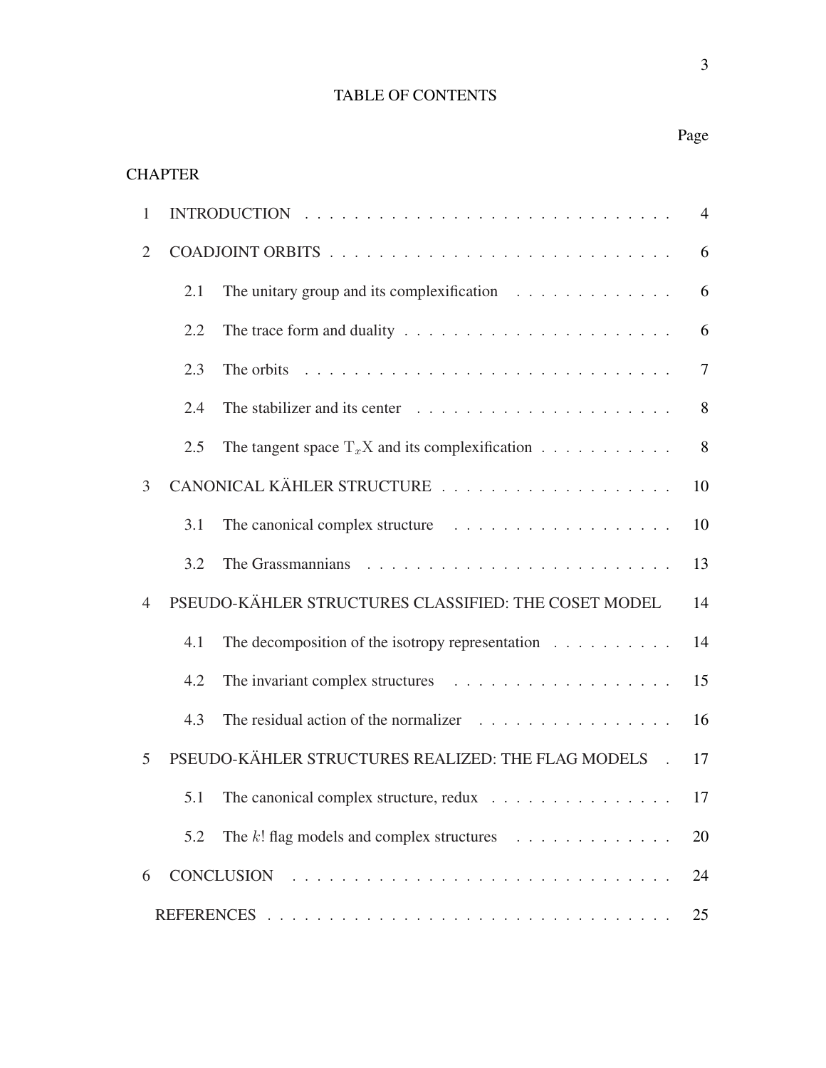# TABLE OF CONTENTS

| CHAPTER | | Page |
|---|---|---|
| 1 | INTRODUCTION | 4 |
| 2 | COADJOINT ORBITS | 6 |
| | 2.1 The unitary group and its complexification | 6 |
| | 2.2 The trace form and duality | 6 |
| | 2.3 The orbits | 7 |
| | 2.4 The stabilizer and its center | 8 |
| | 2.5 The tangent space $\mathrm{T}_x\mathrm{X}$ and its complexification | 8 |
| 3 | CANONICAL KÄHLER STRUCTURE | 10 |
| | 3.1 The canonical complex structure | 10 |
| | 3.2 The Grassmannians | 13 |
| 4 | PSEUDO-KÄHLER STRUCTURES CLASSIFIED: THE COSET MODEL | 14 |
| | 4.1 The decomposition of the isotropy representation | 14 |
| | 4.2 The invariant complex structures | 15 |
| | 4.3 The residual action of the normalizer | 16 |
| 5 | PSEUDO-KÄHLER STRUCTURES REALIZED: THE FLAG MODELS | 17 |
| | 5.1 The canonical complex structure, redux | 17 |
| | 5.2 The $k!$ flag models and complex structures | 20 |
| 6 | CONCLUSION | 24 |
| | REFERENCES | 25 |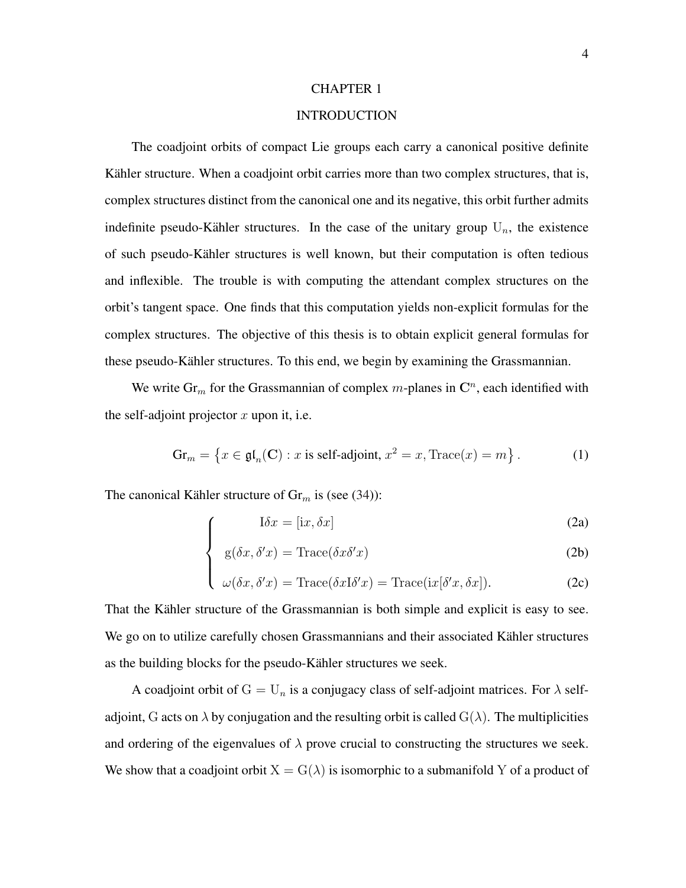# CHAPTER 1

# INTRODUCTION

The coadjoint orbits of compact Lie groups each carry a canonical positive definite Kähler structure. When a coadjoint orbit carries more than two complex structures, that is, complex structures distinct from the canonical one and its negative, this orbit further admits indefinite pseudo-Kähler structures. In the case of the unitary group $\mathrm{U}_n$, the existence of such pseudo-Kähler structures is well known, but their computation is often tedious and inflexible. The trouble is with computing the attendant complex structures on the orbit's tangent space. One finds that this computation yields non-explicit formulas for the complex structures. The objective of this thesis is to obtain explicit general formulas for these pseudo-Kähler structures. To this end, we begin by examining the Grassmannian.

We write $\mathrm{Gr}_m$ for the Grassmannian of complex $m$-planes in $\mathbf{C}^n$, each identified with the self-adjoint projector $x$ upon it, i.e.

$$\mathrm{Gr}_m = \left\{ x \in \mathfrak{gl}_n(\mathbf{C}) : x \text{ is self-adjoint}, x^2 = x, \mathrm{Trace}(x) = m \right\}. \tag{1}$$

The canonical Kähler structure of $\mathrm{Gr}_m$ is (see (34)):

$$\begin{cases} \mathrm{I}\delta x = [\mathrm{i}x, \delta x] & \text{(2a)} \\ \mathrm{g}(\delta x, \delta' x) = \mathrm{Trace}(\delta x \delta' x) & \text{(2b)} \\ \omega(\delta x, \delta' x) = \mathrm{Trace}(\delta x \mathrm{I} \delta' x) = \mathrm{Trace}(\mathrm{i}x[\delta' x, \delta x]). & \text{(2c)} \end{cases}$$

That the Kähler structure of the Grassmannian is both simple and explicit is easy to see. We go on to utilize carefully chosen Grassmannians and their associated Kähler structures as the building blocks for the pseudo-Kähler structures we seek.

A coadjoint orbit of $\mathrm{G} = \mathrm{U}_n$ is a conjugacy class of self-adjoint matrices. For $\lambda$ self-adjoint, $\mathrm{G}$ acts on $\lambda$ by conjugation and the resulting orbit is called $\mathrm{G}(\lambda)$. The multiplicities and ordering of the eigenvalues of $\lambda$ prove crucial to constructing the structures we seek. We show that a coadjoint orbit $\mathrm{X} = \mathrm{G}(\lambda)$ is isomorphic to a submanifold $\mathrm{Y}$ of a product of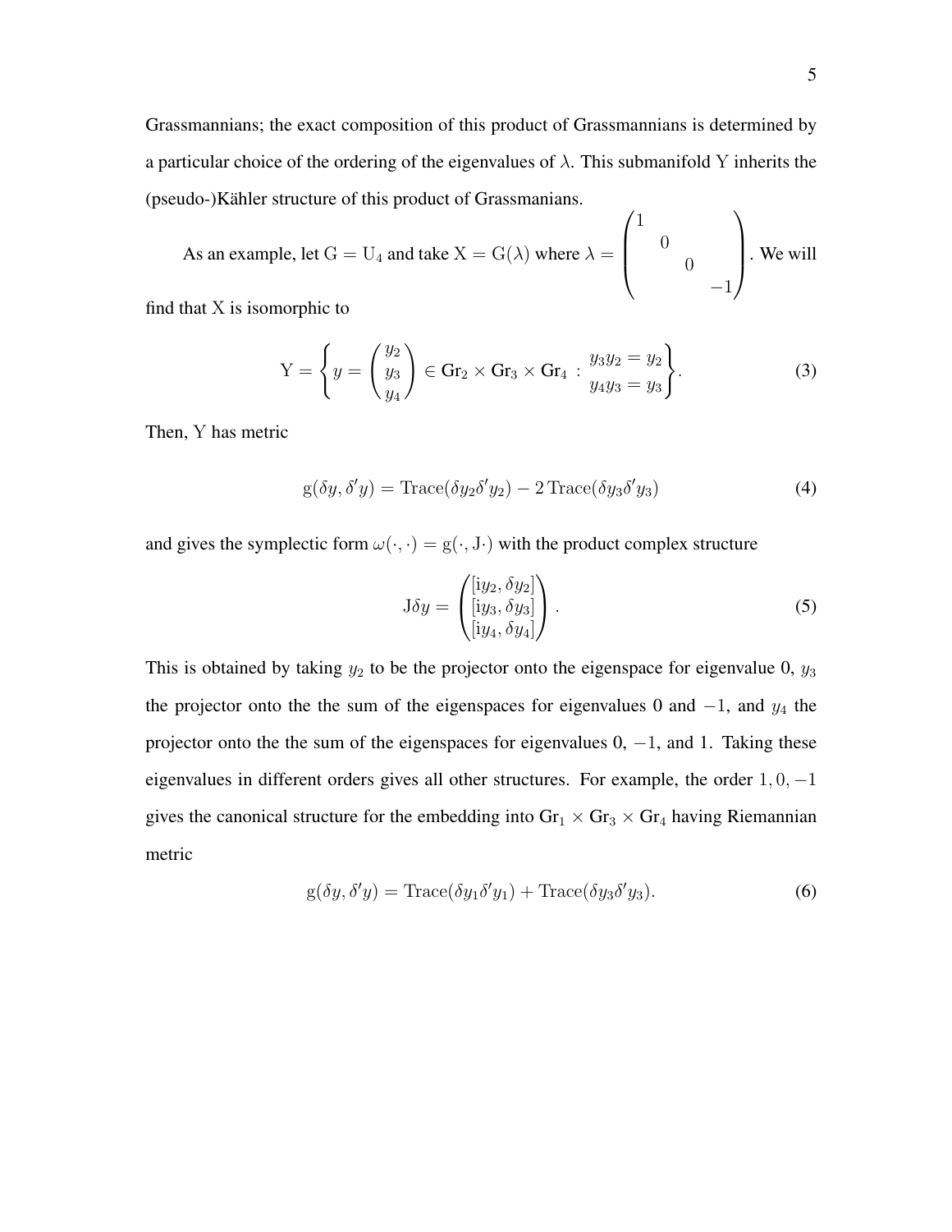Grassmannians; the exact composition of this product of Grassmannians is determined by a particular choice of the ordering of the eigenvalues of $\lambda$. This submanifold $\mathrm{Y}$ inherits the (pseudo-)Kähler structure of this product of Grassmanians.

As an example, let $\mathrm{G} = \mathrm{U}_4$ and take $\mathrm{X} = \mathrm{G}(\lambda)$ where $\lambda = \begin{pmatrix} 1 & & & \\ & 0 & & \\ & & 0 & \\ & & & -1 \end{pmatrix}$. We will find that $\mathrm{X}$ is isomorphic to

$$\mathrm{Y} = \left\{ y = \begin{pmatrix} y_2 \\ y_3 \\ y_4 \end{pmatrix} \in \mathrm{Gr}_2 \times \mathrm{Gr}_3 \times \mathrm{Gr}_4 \ : \begin{matrix} y_3 y_2 = y_2 \\ y_4 y_3 = y_3 \end{matrix} \right\}. \tag{3}$$

Then, $\mathrm{Y}$ has metric

$$\mathrm{g}(\delta y, \delta' y) = \mathrm{Trace}(\delta y_2 \delta' y_2) - 2\,\mathrm{Trace}(\delta y_3 \delta' y_3) \tag{4}$$

and gives the symplectic form $\omega(\cdot, \cdot) = \mathrm{g}(\cdot, \mathrm{J}\cdot)$ with the product complex structure

$$\mathrm{J}\delta y = \begin{pmatrix} [\mathrm{i}y_2, \delta y_2] \\ [\mathrm{i}y_3, \delta y_3] \\ [\mathrm{i}y_4, \delta y_4] \end{pmatrix}. \tag{5}$$

This is obtained by taking $y_2$ to be the projector onto the eigenspace for eigenvalue 0, $y_3$ the projector onto the the sum of the eigenspaces for eigenvalues 0 and $-1$, and $y_4$ the projector onto the the sum of the eigenspaces for eigenvalues 0, $-1$, and 1. Taking these eigenvalues in different orders gives all other structures. For example, the order $1, 0, -1$ gives the canonical structure for the embedding into $\mathrm{Gr}_1 \times \mathrm{Gr}_3 \times \mathrm{Gr}_4$ having Riemannian metric

$$\mathrm{g}(\delta y, \delta' y) = \mathrm{Trace}(\delta y_1 \delta' y_1) + \mathrm{Trace}(\delta y_3 \delta' y_3). \tag{6}$$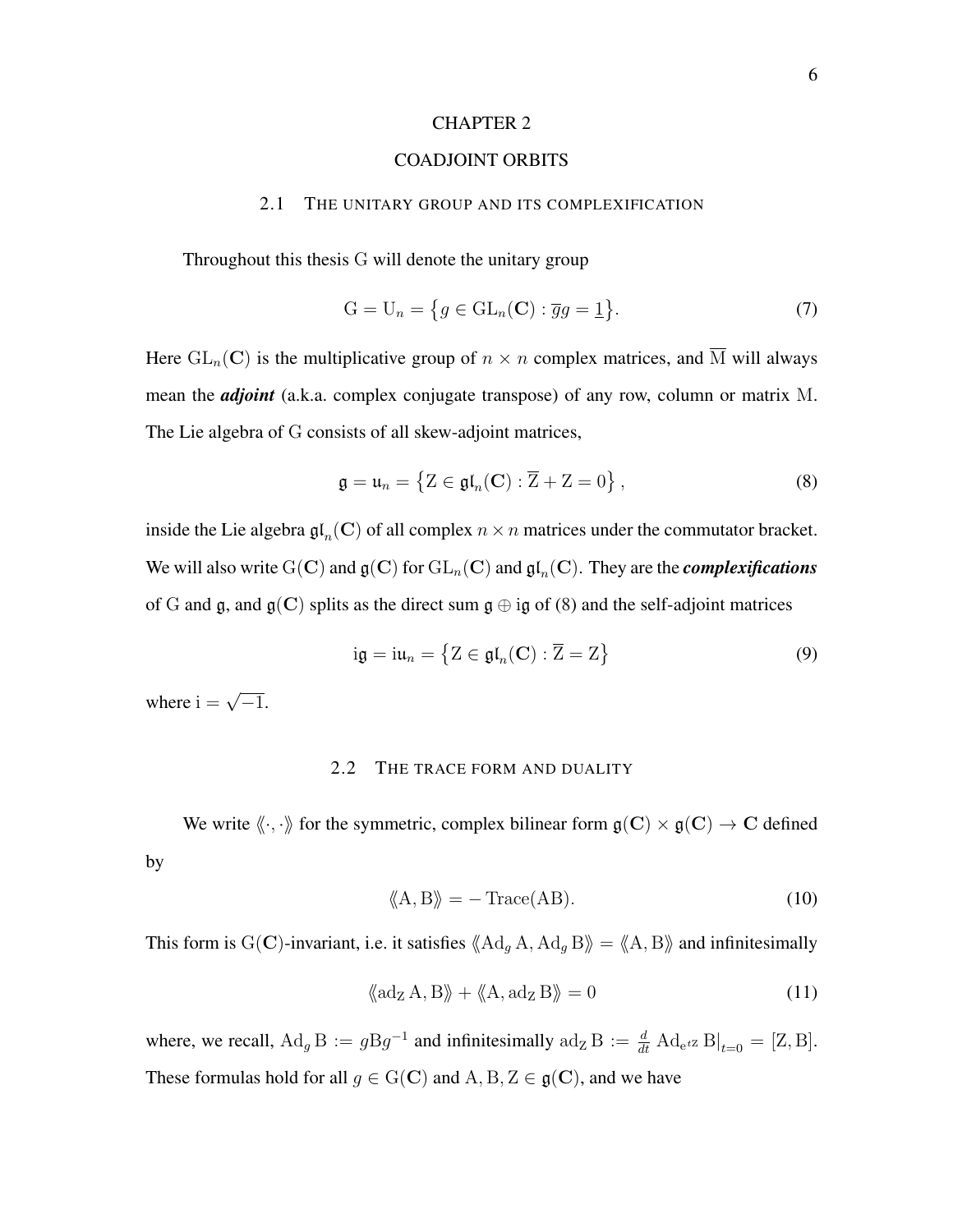# CHAPTER 2

# COADJOINT ORBITS

## 2.1 The unitary group and its complexification

Throughout this thesis $\mathrm{G}$ will denote the unitary group

$$\mathrm{G} = \mathrm{U}_n = \left\{ g \in \mathrm{GL}_n(\mathbf{C}) : \overline{g}g = \underline{1} \right\}. \tag{7}$$

Here $\mathrm{GL}_n(\mathbf{C})$ is the multiplicative group of $n \times n$ complex matrices, and $\overline{\mathrm{M}}$ will always mean the ***adjoint*** (a.k.a. complex conjugate transpose) of any row, column or matrix $\mathrm{M}$. The Lie algebra of $\mathrm{G}$ consists of all skew-adjoint matrices,

$$\mathfrak{g} = \mathfrak{u}_n = \left\{ \mathrm{Z} \in \mathfrak{gl}_n(\mathbf{C}) : \overline{\mathrm{Z}} + \mathrm{Z} = 0 \right\}, \tag{8}$$

inside the Lie algebra $\mathfrak{gl}_n(\mathbf{C})$ of all complex $n \times n$ matrices under the commutator bracket. We will also write $\mathrm{G}(\mathbf{C})$ and $\mathfrak{g}(\mathbf{C})$ for $\mathrm{GL}_n(\mathbf{C})$ and $\mathfrak{gl}_n(\mathbf{C})$. They are the ***complexifications*** of $\mathrm{G}$ and $\mathfrak{g}$, and $\mathfrak{g}(\mathbf{C})$ splits as the direct sum $\mathfrak{g} \oplus \mathrm{i}\mathfrak{g}$ of (8) and the self-adjoint matrices

$$\mathrm{i}\mathfrak{g} = \mathrm{i}\mathfrak{u}_n = \left\{ \mathrm{Z} \in \mathfrak{gl}_n(\mathbf{C}) : \overline{\mathrm{Z}} = \mathrm{Z} \right\} \tag{9}$$

where $\mathrm{i} = \sqrt{-1}$.

## 2.2 The trace form and duality

We write $\langle\!\langle \cdot, \cdot \rangle\!\rangle$ for the symmetric, complex bilinear form $\mathfrak{g}(\mathbf{C}) \times \mathfrak{g}(\mathbf{C}) \to \mathbf{C}$ defined by

$$\langle\!\langle \mathrm{A}, \mathrm{B} \rangle\!\rangle = -\operatorname{Trace}(\mathrm{AB}). \tag{10}$$

This form is $\mathrm{G}(\mathbf{C})$-invariant, i.e. it satisfies $\langle\!\langle \operatorname{Ad}_g \mathrm{A}, \operatorname{Ad}_g \mathrm{B} \rangle\!\rangle = \langle\!\langle \mathrm{A}, \mathrm{B} \rangle\!\rangle$ and infinitesimally

$$\langle\!\langle \operatorname{ad}_{\mathrm{Z}} \mathrm{A}, \mathrm{B} \rangle\!\rangle + \langle\!\langle \mathrm{A}, \operatorname{ad}_{\mathrm{Z}} \mathrm{B} \rangle\!\rangle = 0 \tag{11}$$

where, we recall, $\operatorname{Ad}_g \mathrm{B} := g\mathrm{B}g^{-1}$ and infinitesimally $\operatorname{ad}_{\mathrm{Z}} \mathrm{B} := \frac{d}{dt} \operatorname{Ad}_{\mathrm{e}^{t\mathrm{Z}}} \mathrm{B}\big|_{t=0} = [\mathrm{Z}, \mathrm{B}]$. These formulas hold for all $g \in \mathrm{G}(\mathbf{C})$ and $\mathrm{A}, \mathrm{B}, \mathrm{Z} \in \mathfrak{g}(\mathbf{C})$, and we have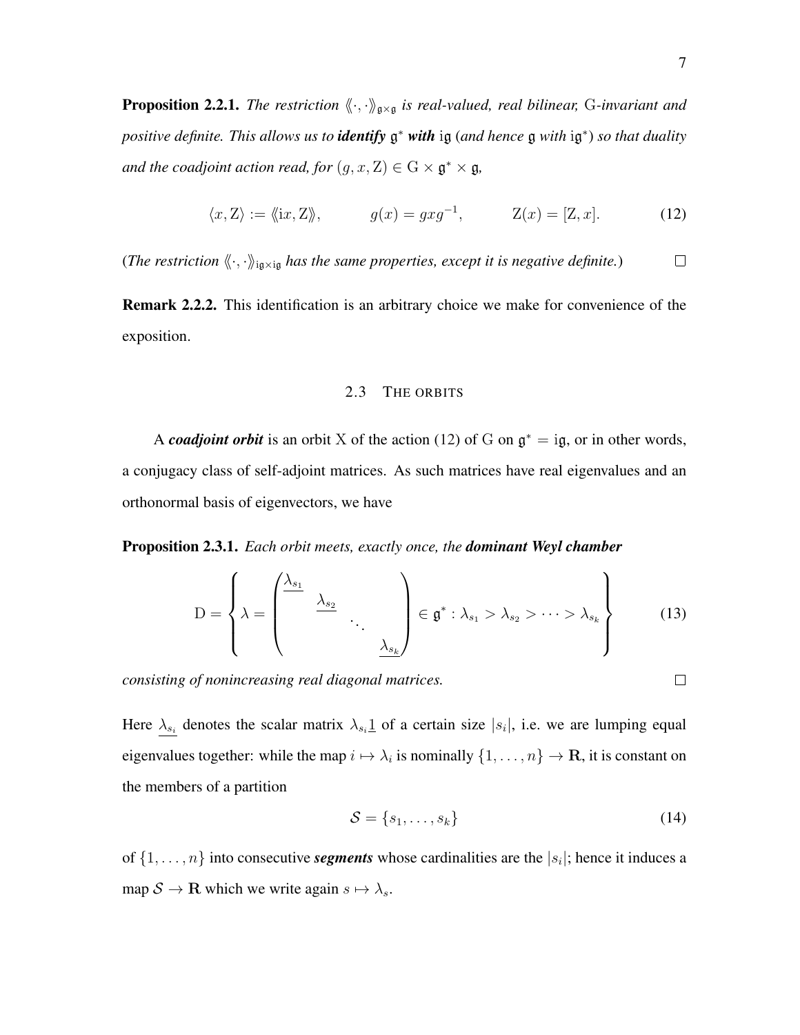**Proposition 2.2.1.** *The restriction* $\langle\!\langle\cdot,\cdot\rangle\!\rangle_{\mathfrak{g}\times\mathfrak{g}}$ *is real-valued, real bilinear,* $\mathrm{G}$*-invariant and positive definite. This allows us to* ***identify*** $\mathfrak{g}^*$ ***with*** $\mathrm{i}\mathfrak{g}$ (*and hence* $\mathfrak{g}$ *with* $\mathrm{i}\mathfrak{g}^*$) *so that duality and the coadjoint action read, for* $(g,x,\mathrm{Z})\in\mathrm{G}\times\mathfrak{g}^*\times\mathfrak{g}$,

$$\langle x,\mathrm{Z}\rangle := \langle\!\langle \mathrm{i}x,\mathrm{Z}\rangle\!\rangle, \qquad g(x)=gxg^{-1}, \qquad \mathrm{Z}(x)=[\mathrm{Z},x]. \tag{12}$$

(*The restriction* $\langle\!\langle\cdot,\cdot\rangle\!\rangle_{\mathrm{i}\mathfrak{g}\times\mathrm{i}\mathfrak{g}}$ *has the same properties, except it is negative definite.*) $\square$

**Remark 2.2.2.** This identification is an arbitrary choice we make for convenience of the exposition.

## 2.3 The orbits

A ***coadjoint orbit*** is an orbit $\mathrm{X}$ of the action (12) of $\mathrm{G}$ on $\mathfrak{g}^*=\mathrm{i}\mathfrak{g}$, or in other words, a conjugacy class of self-adjoint matrices. As such matrices have real eigenvalues and an orthonormal basis of eigenvectors, we have

**Proposition 2.3.1.** *Each orbit meets, exactly once, the* ***dominant Weyl chamber***

$$\mathrm{D}=\left\{\lambda=\begin{pmatrix}\underline{\lambda_{s_1}} & & & \\ & \underline{\lambda_{s_2}} & & \\ & & \ddots & \\ & & & \underline{\lambda_{s_k}}\end{pmatrix}\in\mathfrak{g}^*:\lambda_{s_1}>\lambda_{s_2}>\cdots>\lambda_{s_k}\right\} \tag{13}$$

*consisting of nonincreasing real diagonal matrices.* $\square$

Here $\underline{\lambda_{s_i}}$ denotes the scalar matrix $\lambda_{s_i}\underline{1}$ of a certain size $|s_i|$, i.e. we are lumping equal eigenvalues together: while the map $i\mapsto\lambda_i$ is nominally $\{1,\dots,n\}\to\mathbf{R}$, it is constant on the members of a partition

$$\mathcal{S}=\{s_1,\dots,s_k\} \tag{14}$$

of $\{1,\dots,n\}$ into consecutive ***segments*** whose cardinalities are the $|s_i|$; hence it induces a map $\mathcal{S}\to\mathbf{R}$ which we write again $s\mapsto\lambda_s$.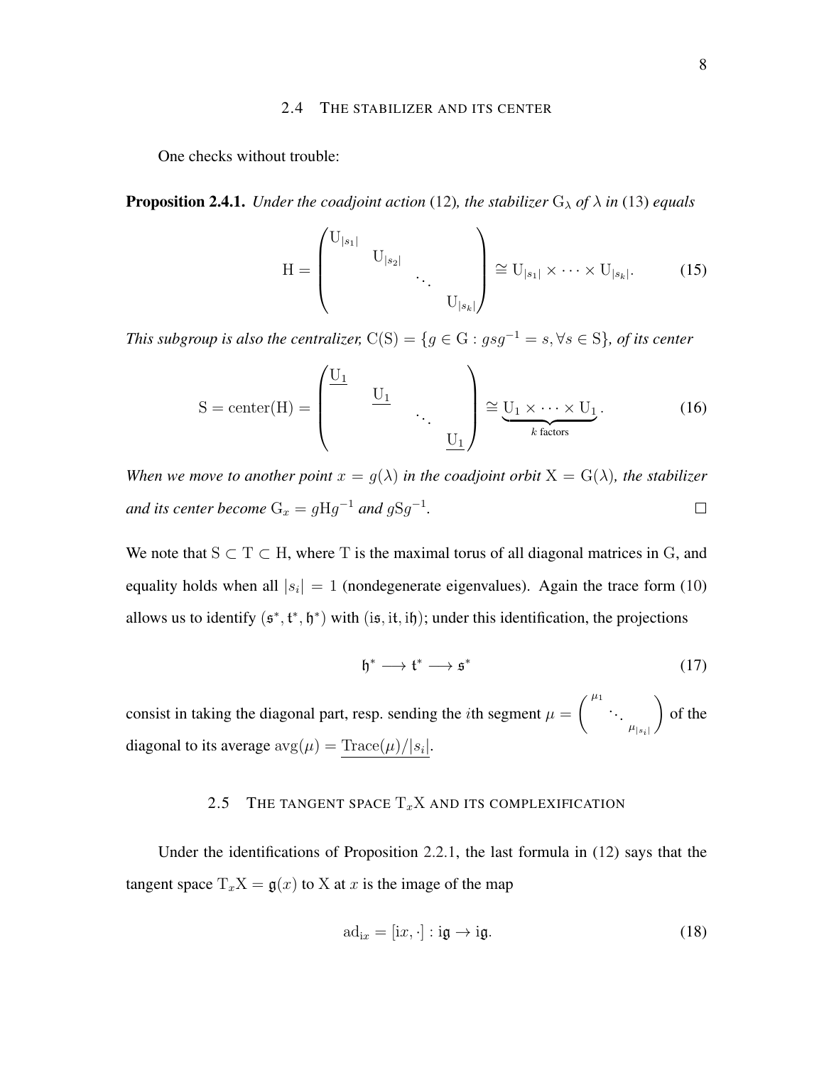## 2.4 The stabilizer and its center

One checks without trouble:

**Proposition 2.4.1.** *Under the coadjoint action* (12)*, the stabilizer* $\mathrm{G}_\lambda$ *of* $\lambda$ *in* (13) *equals*

$$\mathrm{H} = \begin{pmatrix} \mathrm{U}_{|s_1|} & & & \\ & \mathrm{U}_{|s_2|} & & \\ & & \ddots & \\ & & & \mathrm{U}_{|s_k|} \end{pmatrix} \cong \mathrm{U}_{|s_1|} \times \cdots \times \mathrm{U}_{|s_k|}. \tag{15}$$

*This subgroup is also the centralizer,* $\mathrm{C(S)} = \{g \in \mathrm{G} : gsg^{-1} = s, \forall s \in \mathrm{S}\}$*, of its center*

$$\mathrm{S} = \mathrm{center(H)} = \begin{pmatrix} \underline{\mathrm{U}_1} & & & \\ & \underline{\mathrm{U}_1} & & \\ & & \ddots & \\ & & & \underline{\mathrm{U}_1} \end{pmatrix} \cong \underbrace{\underline{\mathrm{U}_1} \times \cdots \times \underline{\mathrm{U}_1}}_{k \text{ factors}}. \tag{16}$$

*When we move to another point* $x = g(\lambda)$ *in the coadjoint orbit* $\mathrm{X} = \mathrm{G}(\lambda)$*, the stabilizer and its center become* $\mathrm{G}_x = g\mathrm{H}g^{-1}$ *and* $g\mathrm{S}g^{-1}$. ☐

We note that $\mathrm{S} \subset \mathrm{T} \subset \mathrm{H}$, where $\mathrm{T}$ is the maximal torus of all diagonal matrices in $\mathrm{G}$, and equality holds when all $|s_i| = 1$ (nondegenerate eigenvalues). Again the trace form (10) allows us to identify $(\mathfrak{s}^*, \mathfrak{t}^*, \mathfrak{h}^*)$ with $(\mathrm{i}\mathfrak{s}, \mathrm{i}\mathfrak{t}, \mathrm{i}\mathfrak{h})$; under this identification, the projections

$$\mathfrak{h}^* \longrightarrow \mathfrak{t}^* \longrightarrow \mathfrak{s}^* \tag{17}$$

consist in taking the diagonal part, resp. sending the $i$th segment $\mu = \begin{pmatrix} \mu_1 & & \\ & \ddots & \\ & & \mu_{|s_i|} \end{pmatrix}$ of the diagonal to its average $\mathrm{avg}(\mu) = \underline{\mathrm{Trace}(\mu)/|s_i|}$.

## 2.5 The tangent space $\mathrm{T}_x\mathrm{X}$ and its complexification

Under the identifications of Proposition 2.2.1, the last formula in (12) says that the tangent space $\mathrm{T}_x\mathrm{X} = \mathfrak{g}(x)$ to $\mathrm{X}$ at $x$ is the image of the map

$$\mathrm{ad}_{\mathrm{i}x} = [\mathrm{i}x, \cdot] : \mathrm{i}\mathfrak{g} \to \mathrm{i}\mathfrak{g}. \tag{18}$$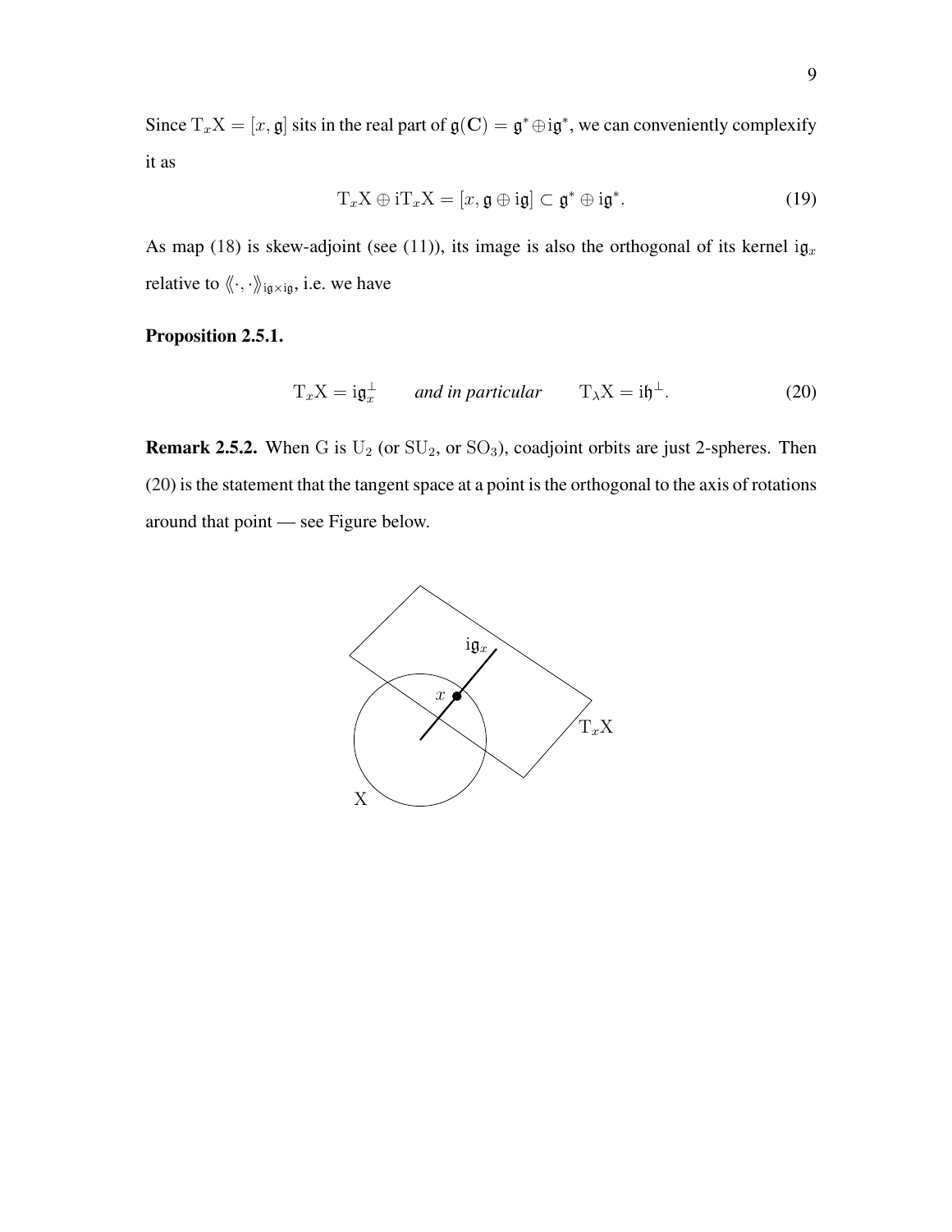Since $\mathrm{T}_x\mathrm{X} = [x, \mathfrak{g}]$ sits in the real part of $\mathfrak{g}(\mathbf{C}) = \mathfrak{g}^* \oplus \mathrm{i}\mathfrak{g}^*$, we can conveniently complexify it as

$$\mathrm{T}_x\mathrm{X} \oplus \mathrm{i}\mathrm{T}_x\mathrm{X} = [x, \mathfrak{g} \oplus \mathrm{i}\mathfrak{g}] \subset \mathfrak{g}^* \oplus \mathrm{i}\mathfrak{g}^*. \tag{19}$$

As map (18) is skew-adjoint (see (11)), its image is also the orthogonal of its kernel $\mathrm{i}\mathfrak{g}_x$ relative to $\langle\!\langle \cdot, \cdot \rangle\!\rangle_{\mathrm{i}\mathfrak{g}\times\mathrm{i}\mathfrak{g}}$, i.e. we have

**Proposition 2.5.1.**

$$\mathrm{T}_x\mathrm{X} = \mathrm{i}\mathfrak{g}_x^\perp \qquad \textit{and in particular} \qquad \mathrm{T}_\lambda\mathrm{X} = \mathrm{i}\mathfrak{h}^\perp. \tag{20}$$

**Remark 2.5.2.** When $\mathrm{G}$ is $\mathrm{U}_2$ (or $\mathrm{SU}_2$, or $\mathrm{SO}_3$), coadjoint orbits are just 2-spheres. Then (20) is the statement that the tangent space at a point is the orthogonal to the axis of rotations around that point — see Figure below.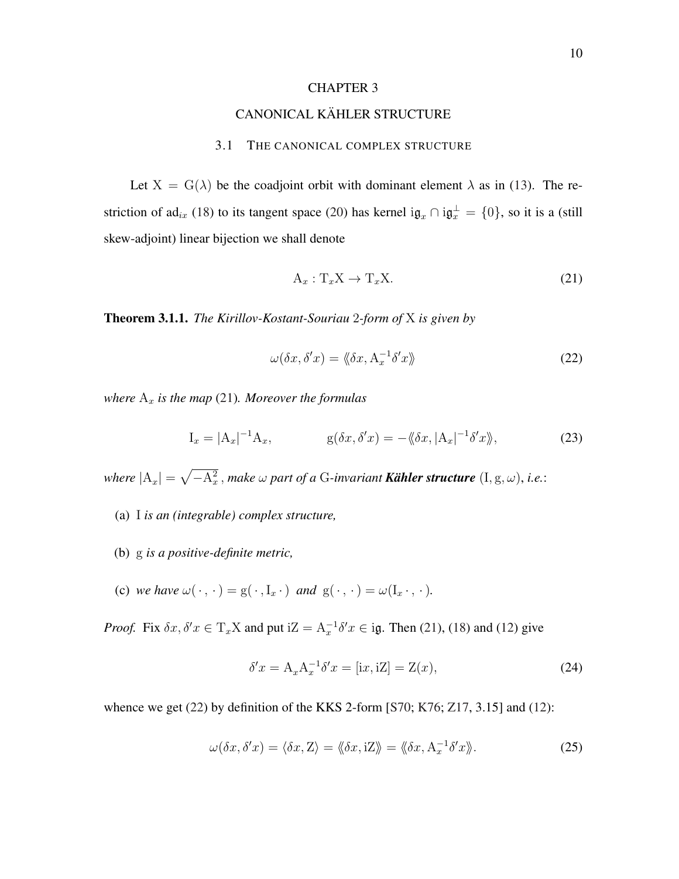# CHAPTER 3

# CANONICAL KÄHLER STRUCTURE

## 3.1 The canonical complex structure

Let $\mathrm{X} = \mathrm{G}(\lambda)$ be the coadjoint orbit with dominant element $\lambda$ as in (13). The restriction of $\mathrm{ad}_{ix}$ (18) to its tangent space (20) has kernel $\mathrm{i}\mathfrak{g}_x \cap \mathrm{i}\mathfrak{g}_x^\perp = \{0\}$, so it is a (still skew-adjoint) linear bijection we shall denote

$$\mathrm{A}_x : \mathrm{T}_x\mathrm{X} \to \mathrm{T}_x\mathrm{X}. \tag{21}$$

**Theorem 3.1.1.** *The Kirillov-Kostant-Souriau* 2*-form of* $\mathrm{X}$ *is given by*

$$\omega(\delta x, \delta' x) = \langle\!\langle \delta x, \mathrm{A}_x^{-1}\delta' x\rangle\!\rangle \tag{22}$$

*where* $\mathrm{A}_x$ *is the map* (21)*. Moreover the formulas*

$$\mathrm{I}_x = |\mathrm{A}_x|^{-1}\mathrm{A}_x, \qquad\qquad \mathrm{g}(\delta x, \delta' x) = -\langle\!\langle \delta x, |\mathrm{A}_x|^{-1}\delta' x\rangle\!\rangle, \tag{23}$$

*where* $|\mathrm{A}_x| = \sqrt{-\mathrm{A}_x^2}$ *, make* $\omega$ *part of a* $\mathrm{G}$*-invariant* ***Kähler structure*** $(\mathrm{I}, \mathrm{g}, \omega)$*, i.e.*:

(a) $\mathrm{I}$ *is an (integrable) complex structure,*

(b) $\mathrm{g}$ *is a positive-definite metric,*

(c) *we have* $\omega(\,\cdot\,,\,\cdot\,) = \mathrm{g}(\,\cdot\,, \mathrm{I}_x\,\cdot\,)$ *and* $\mathrm{g}(\,\cdot\,,\,\cdot\,) = \omega(\mathrm{I}_x\,\cdot\,,\,\cdot\,)$*.*

*Proof.* Fix $\delta x, \delta' x \in \mathrm{T}_x\mathrm{X}$ and put $\mathrm{iZ} = \mathrm{A}_x^{-1}\delta' x \in \mathrm{i}\mathfrak{g}$. Then (21), (18) and (12) give

$$\delta' x = \mathrm{A}_x\mathrm{A}_x^{-1}\delta' x = [\mathrm{i}x, \mathrm{iZ}] = \mathrm{Z}(x), \tag{24}$$

whence we get (22) by definition of the KKS 2-form [S70; K76; Z17, 3.15] and (12):

$$\omega(\delta x, \delta' x) = \langle \delta x, \mathrm{Z}\rangle = \langle\!\langle \delta x, \mathrm{iZ}\rangle\!\rangle = \langle\!\langle \delta x, \mathrm{A}_x^{-1}\delta' x\rangle\!\rangle. \tag{25}$$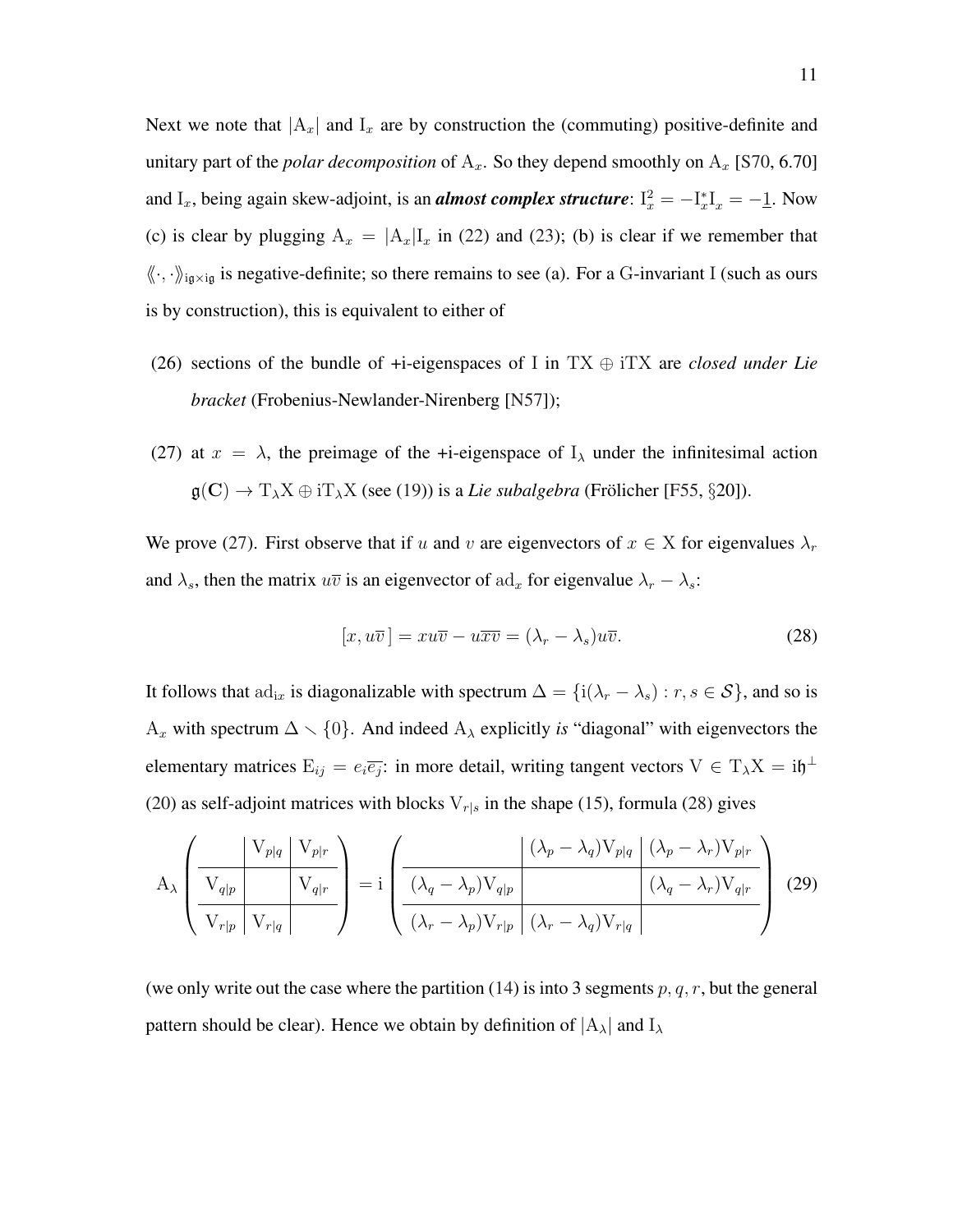Next we note that $|\mathrm{A}_x|$ and $\mathrm{I}_x$ are by construction the (commuting) positive-definite and unitary part of the *polar decomposition* of $\mathrm{A}_x$. So they depend smoothly on $\mathrm{A}_x$ [S70, 6.70] and $\mathrm{I}_x$, being again skew-adjoint, is an ***almost complex structure***: $\mathrm{I}_x^2 = -\mathrm{I}_x^*\mathrm{I}_x = -\underline{1}$. Now (c) is clear by plugging $\mathrm{A}_x = |\mathrm{A}_x|\mathrm{I}_x$ in (22) and (23); (b) is clear if we remember that $\langle\!\langle \cdot,\cdot \rangle\!\rangle_{\mathrm{i}\mathfrak{g}\times\mathrm{i}\mathfrak{g}}$ is negative-definite; so there remains to see (a). For a G-invariant I (such as ours is by construction), this is equivalent to either of

(26) sections of the bundle of +i-eigenspaces of I in $\mathrm{TX} \oplus \mathrm{iTX}$ are *closed under Lie bracket* (Frobenius-Newlander-Nirenberg [N57]);

(27) at $x = \lambda$, the preimage of the +i-eigenspace of $\mathrm{I}_\lambda$ under the infinitesimal action $\mathfrak{g}(\mathbf{C}) \to \mathrm{T}_\lambda\mathrm{X} \oplus \mathrm{iT}_\lambda\mathrm{X}$ (see (19)) is a *Lie subalgebra* (Frölicher [F55, §20]).

We prove (27). First observe that if $u$ and $v$ are eigenvectors of $x \in \mathrm{X}$ for eigenvalues $\lambda_r$ and $\lambda_s$, then the matrix $u\overline{v}$ is an eigenvector of $\mathrm{ad}_x$ for eigenvalue $\lambda_r - \lambda_s$:

$$[x, u\overline{v}\,] = xu\overline{v} - u\overline{xv} = (\lambda_r - \lambda_s)u\overline{v}. \tag{28}$$

It follows that $\mathrm{ad}_{\mathrm{i}x}$ is diagonalizable with spectrum $\Delta = \{\mathrm{i}(\lambda_r - \lambda_s) : r, s \in \mathcal{S}\}$, and so is $\mathrm{A}_x$ with spectrum $\Delta \smallsetminus \{0\}$. And indeed $\mathrm{A}_\lambda$ explicitly *is* "diagonal" with eigenvectors the elementary matrices $\mathrm{E}_{ij} = e_i\overline{e_j}$: in more detail, writing tangent vectors $\mathrm{V} \in \mathrm{T}_\lambda\mathrm{X} = \mathrm{i}\mathfrak{h}^\perp$ (20) as self-adjoint matrices with blocks $\mathrm{V}_{r|s}$ in the shape (15), formula (28) gives

$$\mathrm{A}_\lambda\left(\begin{array}{c|c|c} & \mathrm{V}_{p|q} & \mathrm{V}_{p|r} \\ \hline \mathrm{V}_{q|p} & & \mathrm{V}_{q|r} \\ \hline \mathrm{V}_{r|p} & \mathrm{V}_{r|q} & \end{array}\right) = \mathrm{i}\left(\begin{array}{c|c|c} & (\lambda_p - \lambda_q)\mathrm{V}_{p|q} & (\lambda_p - \lambda_r)\mathrm{V}_{p|r} \\ \hline (\lambda_q - \lambda_p)\mathrm{V}_{q|p} & & (\lambda_q - \lambda_r)\mathrm{V}_{q|r} \\ \hline (\lambda_r - \lambda_p)\mathrm{V}_{r|p} & (\lambda_r - \lambda_q)\mathrm{V}_{r|q} & \end{array}\right) \tag{29}$$

(we only write out the case where the partition (14) is into 3 segments $p, q, r$, but the general pattern should be clear). Hence we obtain by definition of $|\mathrm{A}_\lambda|$ and $\mathrm{I}_\lambda$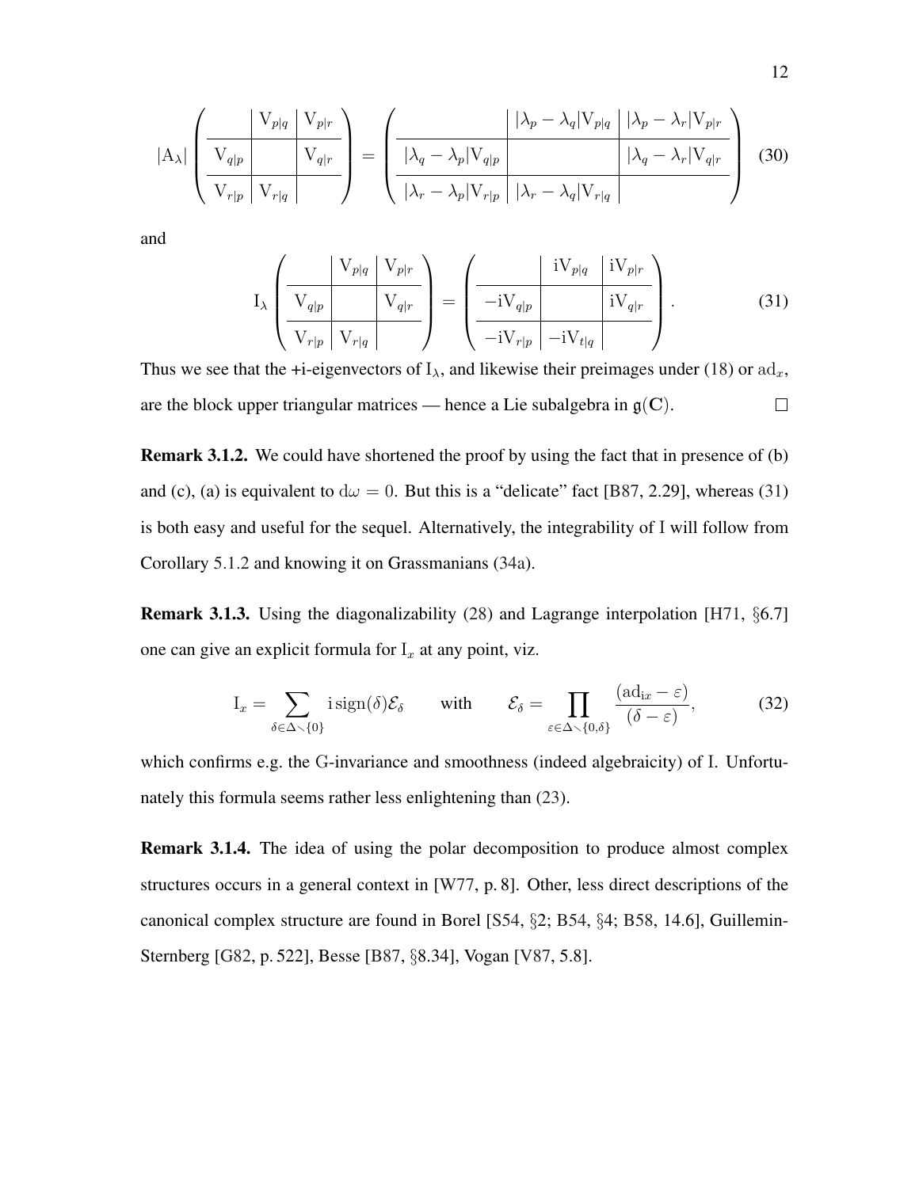$$
|\mathrm{A}_\lambda| \left(\begin{array}{c|c|c} & \mathrm{V}_{p|q} & \mathrm{V}_{p|r} \\ \hline \mathrm{V}_{q|p} & & \mathrm{V}_{q|r} \\ \hline \mathrm{V}_{r|p} & \mathrm{V}_{r|q} & \end{array}\right) = \left(\begin{array}{c|c|c} & |\lambda_p - \lambda_q|\mathrm{V}_{p|q} & |\lambda_p - \lambda_r|\mathrm{V}_{p|r} \\ \hline |\lambda_q - \lambda_p|\mathrm{V}_{q|p} & & |\lambda_q - \lambda_r|\mathrm{V}_{q|r} \\ \hline |\lambda_r - \lambda_p|\mathrm{V}_{r|p} & |\lambda_r - \lambda_q|\mathrm{V}_{r|q} & \end{array}\right) \quad (30)
$$

and

$$
\mathrm{I}_\lambda \left(\begin{array}{c|c|c} & \mathrm{V}_{p|q} & \mathrm{V}_{p|r} \\ \hline \mathrm{V}_{q|p} & & \mathrm{V}_{q|r} \\ \hline \mathrm{V}_{r|p} & \mathrm{V}_{r|q} & \end{array}\right) = \left(\begin{array}{c|c|c} & \mathrm{iV}_{p|q} & \mathrm{iV}_{p|r} \\ \hline -\mathrm{iV}_{q|p} & & \mathrm{iV}_{q|r} \\ \hline -\mathrm{iV}_{r|p} & -\mathrm{iV}_{t|q} & \end{array}\right). \quad (31)
$$

Thus we see that the +i-eigenvectors of $\mathrm{I}_\lambda$, and likewise their preimages under (18) or $\mathrm{ad}_x$, are the block upper triangular matrices — hence a Lie subalgebra in $\mathfrak{g}(\mathbf{C})$. $\square$

**Remark 3.1.2.** We could have shortened the proof by using the fact that in presence of (b) and (c), (a) is equivalent to $\mathrm{d}\omega = 0$. But this is a "delicate" fact [B87, 2.29], whereas (31) is both easy and useful for the sequel. Alternatively, the integrability of I will follow from Corollary 5.1.2 and knowing it on Grassmanians (34a).

**Remark 3.1.3.** Using the diagonalizability (28) and Lagrange interpolation [H71, §6.7] one can give an explicit formula for $\mathrm{I}_x$ at any point, viz.

$$
\mathrm{I}_x = \sum_{\delta \in \Delta \smallsetminus \{0\}} \mathrm{i}\,\mathrm{sign}(\delta)\mathcal{E}_\delta \qquad \text{with} \qquad \mathcal{E}_\delta = \prod_{\varepsilon \in \Delta \smallsetminus \{0,\delta\}} \frac{(\mathrm{ad}_{\mathrm{i}x} - \varepsilon)}{(\delta - \varepsilon)}, \quad (32)
$$

which confirms e.g. the G-invariance and smoothness (indeed algebraicity) of I. Unfortunately this formula seems rather less enlightening than (23).

**Remark 3.1.4.** The idea of using the polar decomposition to produce almost complex structures occurs in a general context in [W77, p. 8]. Other, less direct descriptions of the canonical complex structure are found in Borel [S54, §2; B54, §4; B58, 14.6], Guillemin-Sternberg [G82, p. 522], Besse [B87, §8.34], Vogan [V87, 5.8].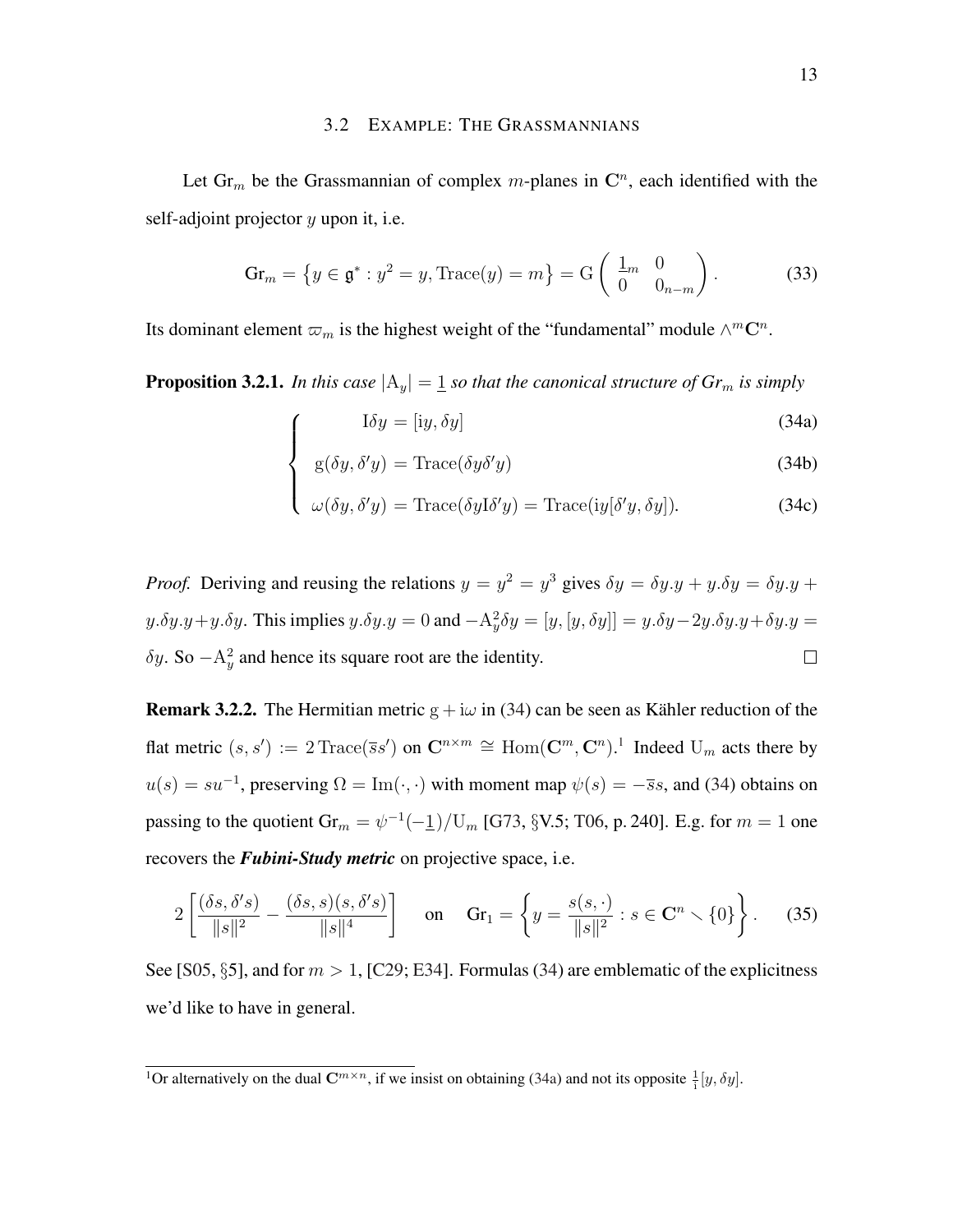### 3.2 Example: The Grassmannians

Let $\mathrm{Gr}_m$ be the Grassmannian of complex $m$-planes in $\mathbf{C}^n$, each identified with the self-adjoint projector $y$ upon it, i.e.

$$\mathrm{Gr}_m = \left\{ y \in \mathfrak{g}^* : y^2 = y, \mathrm{Trace}(y) = m \right\} = \mathrm{G}\begin{pmatrix} \underline{1}_m & 0 \\ 0 & 0_{n-m} \end{pmatrix}. \tag{33}$$

Its dominant element $\varpi_m$ is the highest weight of the "fundamental" module $\wedge^m \mathbf{C}^n$.

**Proposition 3.2.1.** *In this case $|\mathrm{A}_y| = \underline{1}$ so that the canonical structure of $Gr_m$ is simply*

$$\begin{cases} \mathrm{I}\delta y = [\mathrm{i}y, \delta y] & \text{(34a)} \\ \mathrm{g}(\delta y, \delta' y) = \mathrm{Trace}(\delta y \delta' y) & \text{(34b)} \\ \omega(\delta y, \delta' y) = \mathrm{Trace}(\delta y \mathrm{I} \delta' y) = \mathrm{Trace}(\mathrm{i}y[\delta' y, \delta y]). & \text{(34c)} \end{cases}$$

*Proof.* Deriving and reusing the relations $y = y^2 = y^3$ gives $\delta y = \delta y.y + y.\delta y = \delta y.y + y.\delta y.y + y.\delta y$. This implies $y.\delta y.y = 0$ and $-\mathrm{A}_y^2 \delta y = [y, [y, \delta y]] = y.\delta y - 2y.\delta y.y + \delta y.y = \delta y$. So $-\mathrm{A}_y^2$ and hence its square root are the identity. ☐

**Remark 3.2.2.** The Hermitian metric $\mathrm{g} + \mathrm{i}\omega$ in (34) can be seen as Kähler reduction of the flat metric $(s, s') := 2\,\mathrm{Trace}(\overline{s}s')$ on $\mathbf{C}^{n \times m} \cong \mathrm{Hom}(\mathbf{C}^m, \mathbf{C}^n)$.[1] Indeed $\mathrm{U}_m$ acts there by $u(s) = su^{-1}$, preserving $\Omega = \mathrm{Im}(\cdot, \cdot)$ with moment map $\psi(s) = -\overline{s}s$, and (34) obtains on passing to the quotient $\mathrm{Gr}_m = \psi^{-1}(-\underline{1})/\mathrm{U}_m$ [G73, §V.5; T06, p. 240]. E.g. for $m = 1$ one recovers the ***Fubini-Study metric*** on projective space, i.e.

$$2\left[\frac{(\delta s, \delta' s)}{\|s\|^2} - \frac{(\delta s, s)(s, \delta' s)}{\|s\|^4}\right] \quad \text{on} \quad \mathrm{Gr}_1 = \left\{ y = \frac{s(s, \cdot)}{\|s\|^2} : s \in \mathbf{C}^n \smallsetminus \{0\} \right\}. \tag{35}$$

See [S05, §5], and for $m > 1$, [C29; E34]. Formulas (34) are emblematic of the explicitness we'd like to have in general.

[1] Or alternatively on the dual $\mathbf{C}^{m \times n}$, if we insist on obtaining (34a) and not its opposite $\frac{1}{\mathrm{i}}[y, \delta y]$.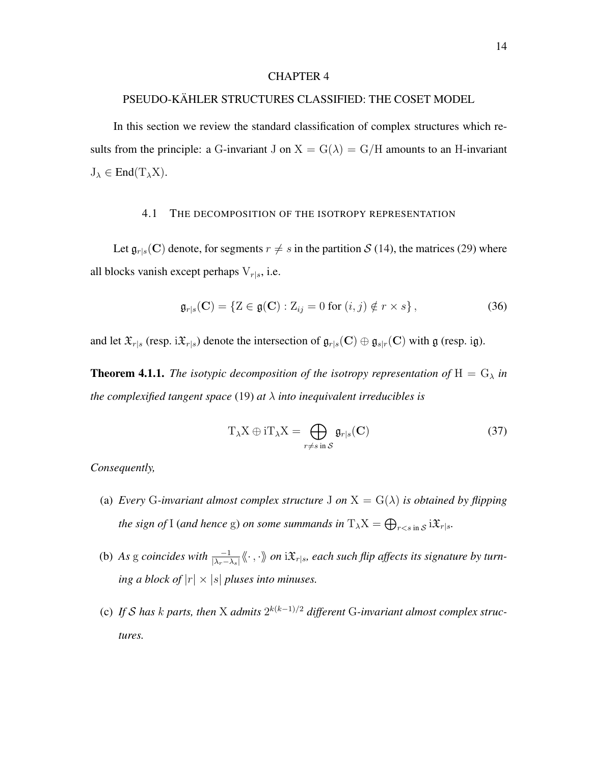# CHAPTER 4

# PSEUDO-KÄHLER STRUCTURES CLASSIFIED: THE COSET MODEL

In this section we review the standard classification of complex structures which results from the principle: a G-invariant J on $\mathrm{X} = \mathrm{G}(\lambda) = \mathrm{G}/\mathrm{H}$ amounts to an H-invariant $\mathrm{J}_\lambda \in \mathrm{End}(\mathrm{T}_\lambda \mathrm{X})$.

## 4.1 The decomposition of the isotropy representation

Let $\mathfrak{g}_{r|s}(\mathbf{C})$ denote, for segments $r \neq s$ in the partition $\mathcal{S}$ (14), the matrices (29) where all blocks vanish except perhaps $\mathrm{V}_{r|s}$, i.e.

$$\mathfrak{g}_{r|s}(\mathbf{C}) = \{\mathrm{Z} \in \mathfrak{g}(\mathbf{C}) : \mathrm{Z}_{ij} = 0 \text{ for } (i,j) \notin r \times s\}, \tag{36}$$

and let $\mathfrak{X}_{r|s}$ (resp. $\mathrm{i}\mathfrak{X}_{r|s}$) denote the intersection of $\mathfrak{g}_{r|s}(\mathbf{C}) \oplus \mathfrak{g}_{s|r}(\mathbf{C})$ with $\mathfrak{g}$ (resp. $\mathrm{i}\mathfrak{g}$).

**Theorem 4.1.1.** *The isotypic decomposition of the isotropy representation of* $\mathrm{H} = \mathrm{G}_\lambda$ *in the complexified tangent space* (19) *at* $\lambda$ *into inequivalent irreducibles is*

$$\mathrm{T}_\lambda \mathrm{X} \oplus \mathrm{i}\mathrm{T}_\lambda \mathrm{X} = \bigoplus_{r \neq s \text{ in } \mathcal{S}} \mathfrak{g}_{r|s}(\mathbf{C}) \tag{37}$$

*Consequently,*

(a) *Every* G*-invariant almost complex structure* J *on* $\mathrm{X} = \mathrm{G}(\lambda)$ *is obtained by flipping the sign of* I (*and hence* g) *on some summands in* $\mathrm{T}_\lambda \mathrm{X} = \bigoplus_{r<s \text{ in } \mathcal{S}} \mathrm{i}\mathfrak{X}_{r|s}$.

(b) *As* g *coincides with* $\frac{-1}{|\lambda_r - \lambda_s|}\langle\!\langle \cdot , \cdot \rangle\!\rangle$ *on* $\mathrm{i}\mathfrak{X}_{r|s}$*, each such flip affects its signature by turning a block of* $|r| \times |s|$ *pluses into minuses.*

(c) *If* $\mathcal{S}$ *has* $k$ *parts, then* X *admits* $2^{k(k-1)/2}$ *different* G*-invariant almost complex structures.*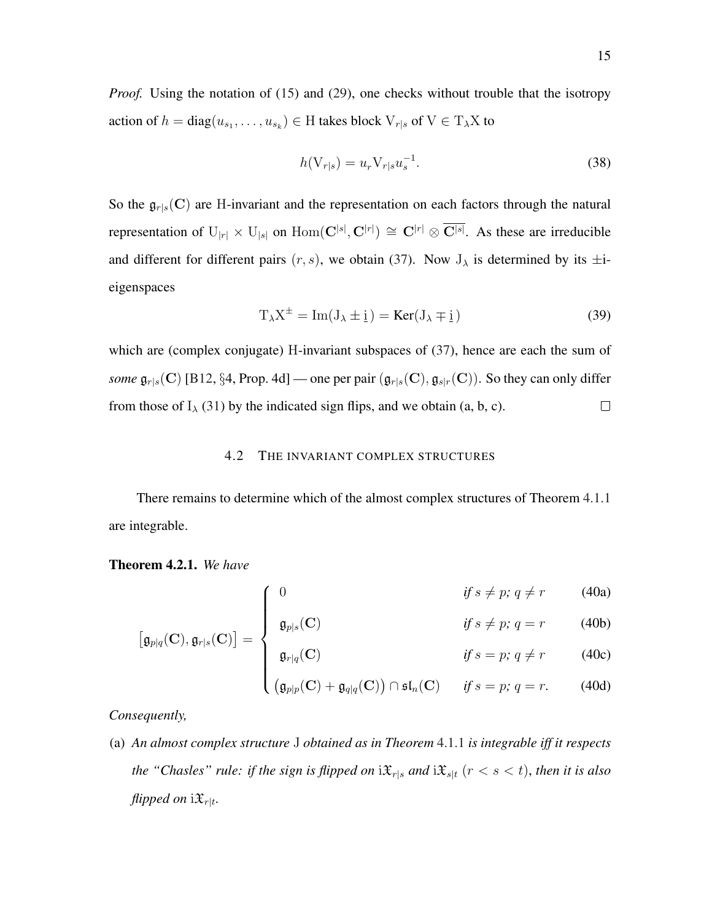*Proof.* Using the notation of (15) and (29), one checks without trouble that the isotropy action of $h = \operatorname{diag}(u_{s_1}, \ldots, u_{s_k}) \in \mathrm{H}$ takes block $\mathrm{V}_{r|s}$ of $\mathrm{V} \in \mathrm{T}_\lambda \mathrm{X}$ to

$$h(\mathrm{V}_{r|s}) = u_r \mathrm{V}_{r|s} u_s^{-1}. \tag{38}$$

So the $\mathfrak{g}_{r|s}(\mathbf{C})$ are H-invariant and the representation on each factors through the natural representation of $\mathrm{U}_{|r|} \times \mathrm{U}_{|s|}$ on $\operatorname{Hom}(\mathbf{C}^{|s|}, \mathbf{C}^{|r|}) \cong \mathbf{C}^{|r|} \otimes \overline{\mathbf{C}^{|s|}}$. As these are irreducible and different for different pairs $(r, s)$, we obtain (37). Now $\mathrm{J}_\lambda$ is determined by its $\pm$i-eigenspaces

$$\mathrm{T}_\lambda \mathrm{X}^{\pm} = \operatorname{Im}(\mathrm{J}_\lambda \pm \underline{\mathrm{i}}) = \operatorname{Ker}(\mathrm{J}_\lambda \mp \underline{\mathrm{i}}) \tag{39}$$

which are (complex conjugate) H-invariant subspaces of (37), hence are each the sum of *some* $\mathfrak{g}_{r|s}(\mathbf{C})$ [B12, §4, Prop. 4d] — one per pair $(\mathfrak{g}_{r|s}(\mathbf{C}), \mathfrak{g}_{s|r}(\mathbf{C}))$. So they can only differ from those of $\mathrm{I}_\lambda$ (31) by the indicated sign flips, and we obtain (a, b, c). $\square$

## 4.2 The invariant complex structures

There remains to determine which of the almost complex structures of Theorem 4.1.1 are integrable.

**Theorem 4.2.1.** *We have*

$$\left[\mathfrak{g}_{p|q}(\mathbf{C}), \mathfrak{g}_{r|s}(\mathbf{C})\right] = \begin{cases} 0 & \text{if } s \neq p;\ q \neq r \quad \text{(40a)} \\ \mathfrak{g}_{p|s}(\mathbf{C}) & \text{if } s \neq p;\ q = r \quad \text{(40b)} \\ \mathfrak{g}_{r|q}(\mathbf{C}) & \text{if } s = p;\ q \neq r \quad \text{(40c)} \\ \left(\mathfrak{g}_{p|p}(\mathbf{C}) + \mathfrak{g}_{q|q}(\mathbf{C})\right) \cap \mathfrak{sl}_n(\mathbf{C}) & \text{if } s = p;\ q = r. \quad \text{(40d)} \end{cases}$$

*Consequently,*

(a) *An almost complex structure* J *obtained as in Theorem* 4.1.1 *is integrable iff it respects the "Chasles" rule: if the sign is flipped on* $\mathrm{i}\mathfrak{X}_{r|s}$ *and* $\mathrm{i}\mathfrak{X}_{s|t}$ $(r < s < t)$, *then it is also flipped on* $\mathrm{i}\mathfrak{X}_{r|t}$.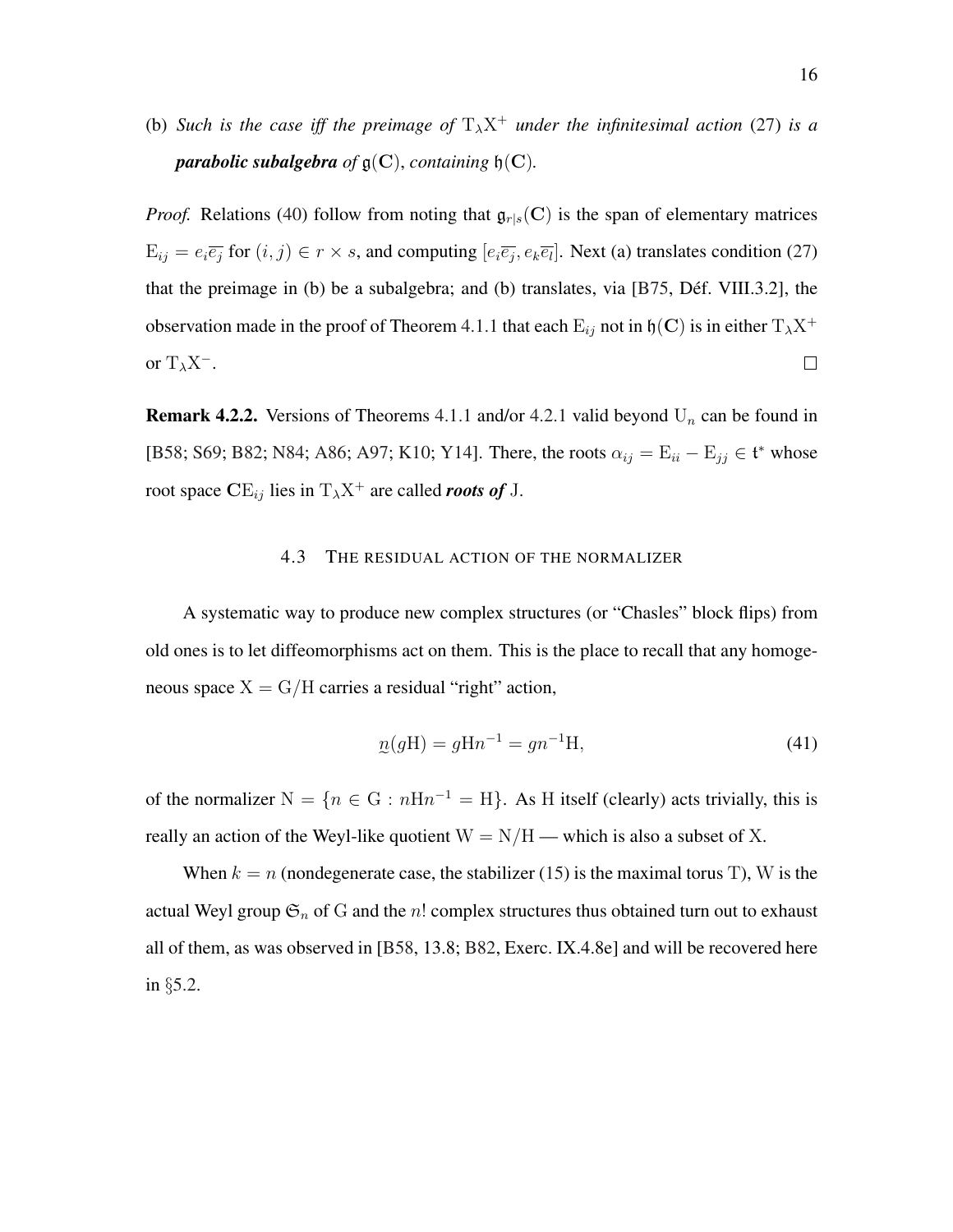(b) *Such is the case iff the preimage of* $\mathrm{T}_\lambda\mathrm{X}^+$ *under the infinitesimal action* (27) *is a* ***parabolic subalgebra*** *of* $\mathfrak{g}(\mathbf{C})$, *containing* $\mathfrak{h}(\mathbf{C})$.

*Proof.* Relations (40) follow from noting that $\mathfrak{g}_{r|s}(\mathbf{C})$ is the span of elementary matrices $\mathrm{E}_{ij} = e_i\overline{e_j}$ for $(i,j) \in r \times s$, and computing $[e_i\overline{e_j}, e_k\overline{e_l}]$. Next (a) translates condition (27) that the preimage in (b) be a subalgebra; and (b) translates, via [B75, Déf. VIII.3.2], the observation made in the proof of Theorem 4.1.1 that each $\mathrm{E}_{ij}$ not in $\mathfrak{h}(\mathbf{C})$ is in either $\mathrm{T}_\lambda\mathrm{X}^+$ or $\mathrm{T}_\lambda\mathrm{X}^-$. ☐

**Remark 4.2.2.** Versions of Theorems 4.1.1 and/or 4.2.1 valid beyond $\mathrm{U}_n$ can be found in [B58; S69; B82; N84; A86; A97; K10; Y14]. There, the roots $\alpha_{ij} = \mathrm{E}_{ii} - \mathrm{E}_{jj} \in \mathfrak{t}^*$ whose root space $\mathbf{C}\mathrm{E}_{ij}$ lies in $\mathrm{T}_\lambda\mathrm{X}^+$ are called ***roots of*** J.

## 4.3 The residual action of the normalizer

A systematic way to produce new complex structures (or "Chasles" block flips) from old ones is to let diffeomorphisms act on them. This is the place to recall that any homogeneous space $\mathrm{X} = \mathrm{G}/\mathrm{H}$ carries a residual "right" action,

$$\underset{\sim}{n}(g\mathrm{H}) = g\mathrm{H}n^{-1} = gn^{-1}\mathrm{H}, \tag{41}$$

of the normalizer $\mathrm{N} = \{n \in \mathrm{G} : n\mathrm{H}n^{-1} = \mathrm{H}\}$. As H itself (clearly) acts trivially, this is really an action of the Weyl-like quotient $\mathrm{W} = \mathrm{N}/\mathrm{H}$ — which is also a subset of X.

When $k = n$ (nondegenerate case, the stabilizer (15) is the maximal torus T), W is the actual Weyl group $\mathfrak{S}_n$ of G and the $n!$ complex structures thus obtained turn out to exhaust all of them, as was observed in [B58, 13.8; B82, Exerc. IX.4.8e] and will be recovered here in §5.2.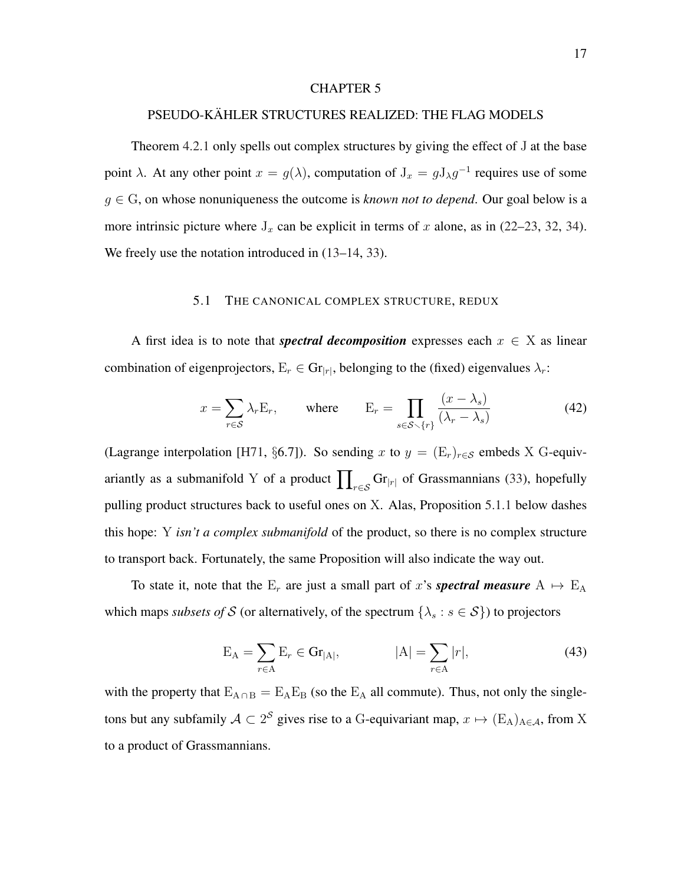# CHAPTER 5

# PSEUDO-KÄHLER STRUCTURES REALIZED: THE FLAG MODELS

Theorem 4.2.1 only spells out complex structures by giving the effect of $\mathrm{J}$ at the base point $\lambda$. At any other point $x = g(\lambda)$, computation of $\mathrm{J}_x = g\mathrm{J}_\lambda g^{-1}$ requires use of some $g \in \mathrm{G}$, on whose nonuniqueness the outcome is *known not to depend*. Our goal below is a more intrinsic picture where $\mathrm{J}_x$ can be explicit in terms of $x$ alone, as in (22–23, 32, 34). We freely use the notation introduced in (13–14, 33).

## 5.1 THE CANONICAL COMPLEX STRUCTURE, REDUX

A first idea is to note that ***spectral decomposition*** expresses each $x \in \mathrm{X}$ as linear combination of eigenprojectors, $\mathrm{E}_r \in \mathrm{Gr}_{|r|}$, belonging to the (fixed) eigenvalues $\lambda_r$:

$$x = \sum_{r \in \mathcal{S}} \lambda_r \mathrm{E}_r, \qquad \text{where} \qquad \mathrm{E}_r = \prod_{s \in \mathcal{S} \smallsetminus \{r\}} \frac{(x - \lambda_s)}{(\lambda_r - \lambda_s)} \tag{42}$$

(Lagrange interpolation [H71, §6.7]). So sending $x$ to $y = (\mathrm{E}_r)_{r \in \mathcal{S}}$ embeds $\mathrm{X}$ G-equivariantly as a submanifold $\mathrm{Y}$ of a product $\prod_{r \in \mathcal{S}} \mathrm{Gr}_{|r|}$ of Grassmannians (33), hopefully pulling product structures back to useful ones on $\mathrm{X}$. Alas, Proposition 5.1.1 below dashes this hope: $\mathrm{Y}$ *isn't a complex submanifold* of the product, so there is no complex structure to transport back. Fortunately, the same Proposition will also indicate the way out.

To state it, note that the $\mathrm{E}_r$ are just a small part of $x$'s ***spectral measure*** $\mathrm{A} \mapsto \mathrm{E}_\mathrm{A}$ which maps *subsets of* $\mathcal{S}$ (or alternatively, of the spectrum $\{\lambda_s : s \in \mathcal{S}\}$) to projectors

$$\mathrm{E}_\mathrm{A} = \sum_{r \in \mathrm{A}} \mathrm{E}_r \in \mathrm{Gr}_{|\mathrm{A}|}, \qquad\qquad |\mathrm{A}| = \sum_{r \in \mathrm{A}} |r|, \tag{43}$$

with the property that $\mathrm{E}_{\mathrm{A} \cap \mathrm{B}} = \mathrm{E}_\mathrm{A}\mathrm{E}_\mathrm{B}$ (so the $\mathrm{E}_\mathrm{A}$ all commute). Thus, not only the singletons but any subfamily $\mathcal{A} \subset 2^{\mathcal{S}}$ gives rise to a G-equivariant map, $x \mapsto (\mathrm{E}_\mathrm{A})_{\mathrm{A} \in \mathcal{A}}$, from $\mathrm{X}$ to a product of Grassmannians.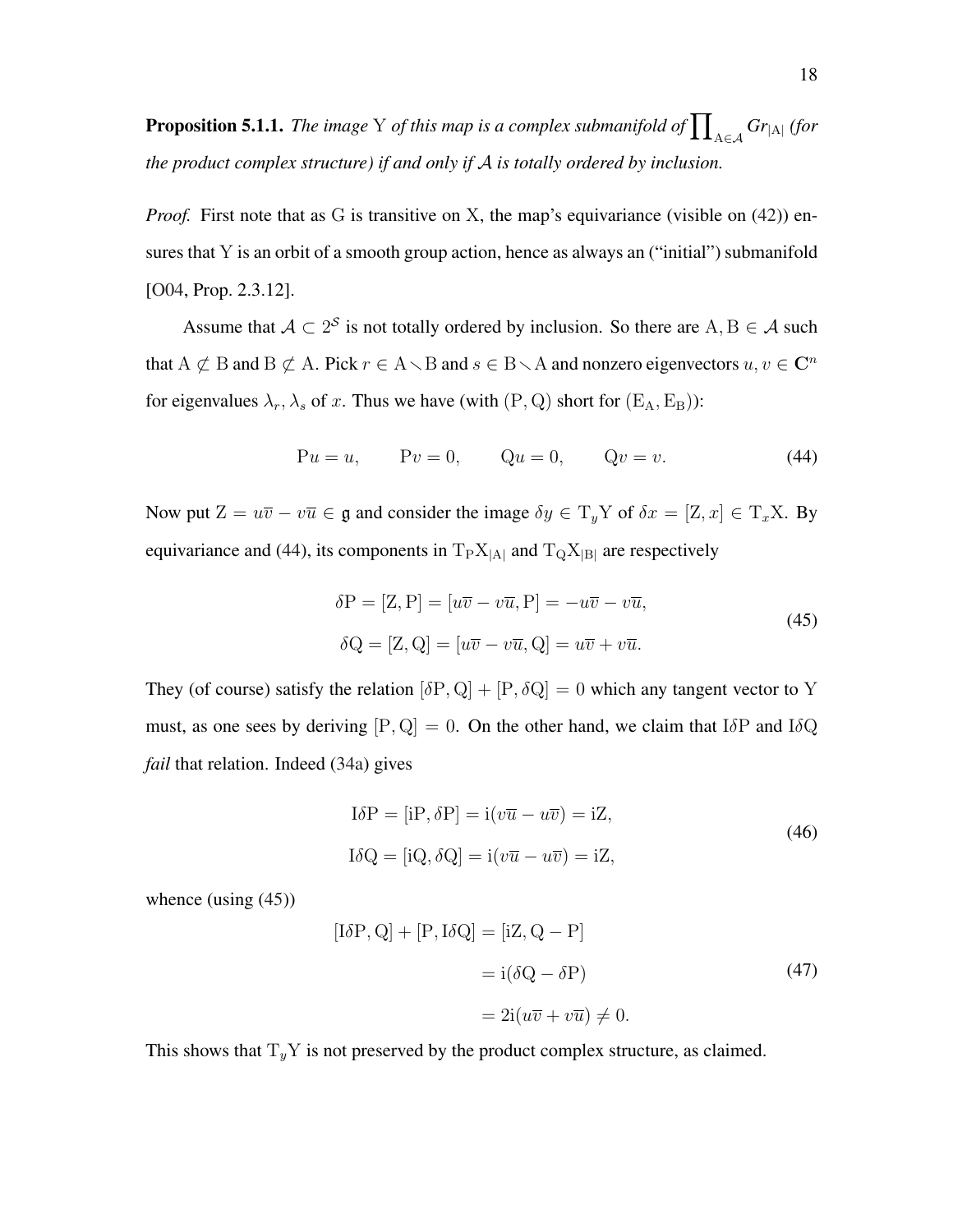**Proposition 5.1.1.** *The image* $\mathrm{Y}$ *of this map is a complex submanifold of* $\prod_{\mathrm{A}\in\mathcal{A}} Gr_{|\mathrm{A}|}$ *(for the product complex structure) if and only if* $\mathcal{A}$ *is totally ordered by inclusion.*

*Proof.* First note that as $\mathrm{G}$ is transitive on $\mathrm{X}$, the map's equivariance (visible on (42)) ensures that $\mathrm{Y}$ is an orbit of a smooth group action, hence as always an ("initial") submanifold [O04, Prop. 2.3.12].

Assume that $\mathcal{A} \subset 2^{\mathcal{S}}$ is not totally ordered by inclusion. So there are $\mathrm{A}, \mathrm{B} \in \mathcal{A}$ such that $\mathrm{A} \not\subset \mathrm{B}$ and $\mathrm{B} \not\subset \mathrm{A}$. Pick $r \in \mathrm{A} \smallsetminus \mathrm{B}$ and $s \in \mathrm{B} \smallsetminus \mathrm{A}$ and nonzero eigenvectors $u, v \in \mathbf{C}^n$ for eigenvalues $\lambda_r, \lambda_s$ of $x$. Thus we have (with $(\mathrm{P}, \mathrm{Q})$ short for $(\mathrm{E}_\mathrm{A}, \mathrm{E}_\mathrm{B})$):

$$\mathrm{P}u = u, \qquad \mathrm{P}v = 0, \qquad \mathrm{Q}u = 0, \qquad \mathrm{Q}v = v. \tag{44}$$

Now put $\mathrm{Z} = u\overline{v} - v\overline{u} \in \mathfrak{g}$ and consider the image $\delta y \in \mathrm{T}_y\mathrm{Y}$ of $\delta x = [\mathrm{Z}, x] \in \mathrm{T}_x\mathrm{X}$. By equivariance and (44), its components in $\mathrm{T}_\mathrm{P}\mathrm{X}_{|\mathrm{A}|}$ and $\mathrm{T}_\mathrm{Q}\mathrm{X}_{|\mathrm{B}|}$ are respectively

$$\begin{aligned}
\delta\mathrm{P} &= [\mathrm{Z}, \mathrm{P}] = [u\overline{v} - v\overline{u}, \mathrm{P}] = -u\overline{v} - v\overline{u}, \\
\delta\mathrm{Q} &= [\mathrm{Z}, \mathrm{Q}] = [u\overline{v} - v\overline{u}, \mathrm{Q}] = u\overline{v} + v\overline{u}.
\end{aligned} \tag{45}$$

They (of course) satisfy the relation $[\delta\mathrm{P}, \mathrm{Q}] + [\mathrm{P}, \delta\mathrm{Q}] = 0$ which any tangent vector to $\mathrm{Y}$ must, as one sees by deriving $[\mathrm{P}, \mathrm{Q}] = 0$. On the other hand, we claim that $\mathrm{I}\delta\mathrm{P}$ and $\mathrm{I}\delta\mathrm{Q}$ *fail* that relation. Indeed (34a) gives

$$\begin{aligned}
\mathrm{I}\delta\mathrm{P} &= [\mathrm{i}\mathrm{P}, \delta\mathrm{P}] = \mathrm{i}(v\overline{u} - u\overline{v}) = \mathrm{i}\mathrm{Z}, \\
\mathrm{I}\delta\mathrm{Q} &= [\mathrm{i}\mathrm{Q}, \delta\mathrm{Q}] = \mathrm{i}(v\overline{u} - u\overline{v}) = \mathrm{i}\mathrm{Z},
\end{aligned} \tag{46}$$

whence (using (45))

$$\begin{aligned}
[\mathrm{I}\delta\mathrm{P}, \mathrm{Q}] + [\mathrm{P}, \mathrm{I}\delta\mathrm{Q}] &= [\mathrm{i}\mathrm{Z}, \mathrm{Q} - \mathrm{P}] \\
&= \mathrm{i}(\delta\mathrm{Q} - \delta\mathrm{P}) \\
&= 2\mathrm{i}(u\overline{v} + v\overline{u}) \neq 0.
\end{aligned} \tag{47}$$

This shows that $\mathrm{T}_y\mathrm{Y}$ is not preserved by the product complex structure, as claimed.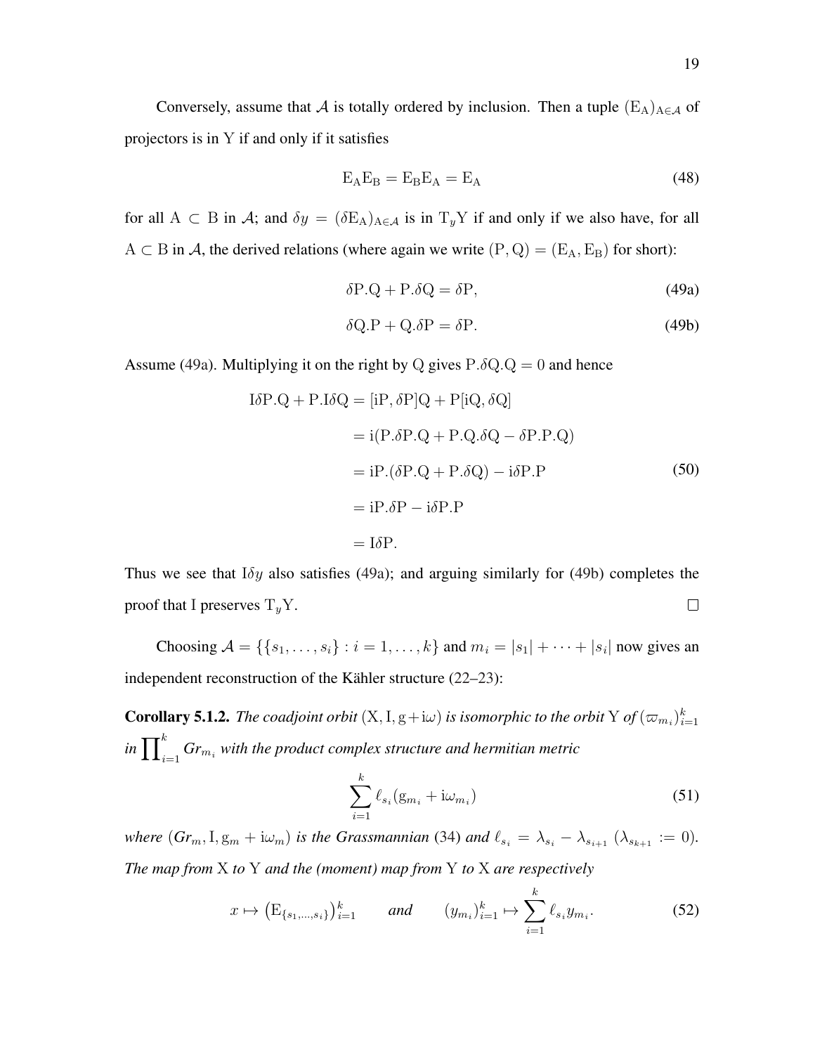Conversely, assume that $\mathcal{A}$ is totally ordered by inclusion. Then a tuple $(\mathrm{E_A})_{\mathrm{A}\in\mathcal{A}}$ of projectors is in Y if and only if it satisfies

$$\mathrm{E_A E_B = E_B E_A = E_A} \tag{48}$$

for all $\mathrm{A} \subset \mathrm{B}$ in $\mathcal{A}$; and $\delta y = (\delta\mathrm{E_A})_{\mathrm{A}\in\mathcal{A}}$ is in $\mathrm{T}_y\mathrm{Y}$ if and only if we also have, for all $\mathrm{A} \subset \mathrm{B}$ in $\mathcal{A}$, the derived relations (where again we write $(\mathrm{P}, \mathrm{Q}) = (\mathrm{E_A}, \mathrm{E_B})$ for short):

$$\delta\mathrm{P.Q} + \mathrm{P}.\delta\mathrm{Q} = \delta\mathrm{P}, \tag{49a}$$

$$\delta\mathrm{Q.P} + \mathrm{Q}.\delta\mathrm{P} = \delta\mathrm{P}. \tag{49b}$$

Assume (49a). Multiplying it on the right by Q gives $\mathrm{P}.\delta\mathrm{Q.Q} = 0$ and hence

$$\begin{aligned}
\mathrm{I}\delta\mathrm{P.Q} + \mathrm{P.I}\delta\mathrm{Q} &= [\mathrm{iP}, \delta\mathrm{P}]\mathrm{Q} + \mathrm{P}[\mathrm{iQ}, \delta\mathrm{Q}] \\
&= \mathrm{i}(\mathrm{P}.\delta\mathrm{P.Q} + \mathrm{P.Q}.\delta\mathrm{Q} - \delta\mathrm{P.P.Q}) \\
&= \mathrm{iP}.(\delta\mathrm{P.Q} + \mathrm{P}.\delta\mathrm{Q}) - \mathrm{i}\delta\mathrm{P.P} \\
&= \mathrm{iP}.\delta\mathrm{P} - \mathrm{i}\delta\mathrm{P.P} \\
&= \mathrm{I}\delta\mathrm{P}.
\end{aligned} \tag{50}$$

Thus we see that $\mathrm{I}\delta y$ also satisfies (49a); and arguing similarly for (49b) completes the proof that I preserves $\mathrm{T}_y\mathrm{Y}$. □

Choosing $\mathcal{A} = \{\{s_1, \dots, s_i\} : i = 1, \dots, k\}$ and $m_i = |s_1| + \cdots + |s_i|$ now gives an independent reconstruction of the Kähler structure (22–23):

**Corollary 5.1.2.** *The coadjoint orbit* $(\mathrm{X}, \mathrm{I}, \mathrm{g} + \mathrm{i}\omega)$ *is isomorphic to the orbit* Y *of* $(\varpi_{m_i})_{i=1}^k$ *in* $\prod_{i=1}^k \mathit{Gr}_{m_i}$ *with the product complex structure and hermitian metric*

$$\sum_{i=1}^k \ell_{s_i}(\mathrm{g}_{m_i} + \mathrm{i}\omega_{m_i}) \tag{51}$$

*where* $(\mathit{Gr}_m, \mathrm{I}, \mathrm{g}_m + \mathrm{i}\omega_m)$ *is the Grassmannian* (34) *and* $\ell_{s_i} = \lambda_{s_i} - \lambda_{s_{i+1}}$ $(\lambda_{s_{k+1}} := 0)$. *The map from* X *to* Y *and the (moment) map from* Y *to* X *are respectively*

$$x \mapsto \left(\mathrm{E}_{\{s_1,\dots,s_i\}}\right)_{i=1}^k \qquad \textit{and} \qquad (y_{m_i})_{i=1}^k \mapsto \sum_{i=1}^k \ell_{s_i} y_{m_i}. \tag{52}$$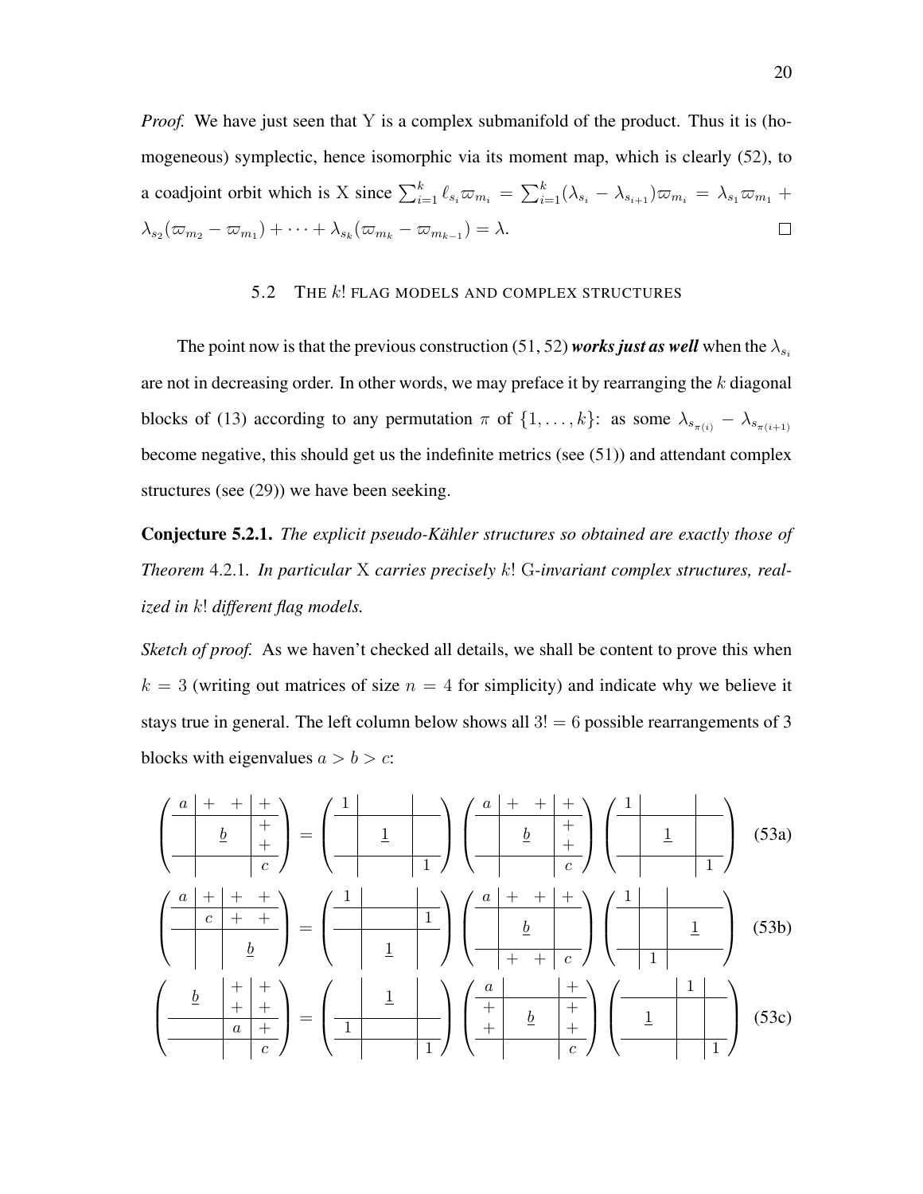*Proof.* We have just seen that Y is a complex submanifold of the product. Thus it is (homogeneous) symplectic, hence isomorphic via its moment map, which is clearly (52), to a coadjoint orbit which is X since $\sum_{i=1}^{k} \ell_{s_i} \varpi_{m_i} = \sum_{i=1}^{k} (\lambda_{s_i} - \lambda_{s_{i+1}}) \varpi_{m_i} = \lambda_{s_1} \varpi_{m_1} + \lambda_{s_2}(\varpi_{m_2} - \varpi_{m_1}) + \cdots + \lambda_{s_k}(\varpi_{m_k} - \varpi_{m_{k-1}}) = \lambda$. □

## 5.2 The $k!$ flag models and complex structures

The point now is that the previous construction (51, 52) ***works just as well*** when the $\lambda_{s_i}$ are not in decreasing order. In other words, we may preface it by rearranging the $k$ diagonal blocks of (13) according to any permutation $\pi$ of $\{1, \ldots, k\}$: as some $\lambda_{s_{\pi(i)}} - \lambda_{s_{\pi(i+1)}}$ become negative, this should get us the indefinite metrics (see (51)) and attendant complex structures (see (29)) we have been seeking.

**Conjecture 5.2.1.** *The explicit pseudo-Kähler structures so obtained are exactly those of Theorem* 4.2.1. *In particular* X *carries precisely* $k!$ G*-invariant complex structures, realized in* $k!$ *different flag models.*

*Sketch of proof.* As we haven't checked all details, we shall be content to prove this when $k = 3$ (writing out matrices of size $n = 4$ for simplicity) and indicate why we believe it stays true in general. The left column below shows all $3! = 6$ possible rearrangements of 3 blocks with eigenvalues $a > b > c$:

$$\left(\begin{array}{c|cc|c} a & + & + & + \\ \hline & \underline{b} & & + \\ & & & + \\ \hline & & & c \end{array}\right) = \left(\begin{array}{c|cc|c} 1 & & & \\ \hline & \underline{1} & & \\ & & & \\ \hline & & & 1 \end{array}\right) \left(\begin{array}{c|cc|c} a & + & + & + \\ \hline & \underline{b} & & + \\ & & & + \\ \hline & & & c \end{array}\right) \left(\begin{array}{c|cc|c} 1 & & & \\ \hline & \underline{1} & & \\ & & & \\ \hline & & & 1 \end{array}\right) \tag{53a}$$

$$\left(\begin{array}{c|c|cc} a & + & + & + \\ \hline & c & + & + \\ \hline & & \underline{b} & \\ & & & \end{array}\right) = \left(\begin{array}{c|cc|c} 1 & & & \\ \hline & & & 1 \\ & \underline{1} & & \\ & & & \end{array}\right) \left(\begin{array}{c|cc|c} a & + & + & + \\ \hline & \underline{b} & & \\ & & & \\ \hline & + & + & c \end{array}\right) \left(\begin{array}{c|c|cc} 1 & & & \\ \hline & & \underline{1} & \\ & & & \\ \hline & 1 & & \end{array}\right) \tag{53b}$$

$$\left(\begin{array}{cc|c|c} \underline{b} & & + & + \\ & & + & + \\ \hline & & a & + \\ \hline & & & c \end{array}\right) = \left(\begin{array}{c|cc|c} & \underline{1} & & \\ & & & \\ \hline 1 & & & \\ \hline & & & 1 \end{array}\right) \left(\begin{array}{c|cc|c} a & & & + \\ \hline + & \underline{b} & & + \\ + & & & + \\ \hline & & & c \end{array}\right) \left(\begin{array}{cc|c|c} & & 1 & \\ \hline \underline{1} & & & \\ & & & \\ \hline & & & 1 \end{array}\right) \tag{53c}$$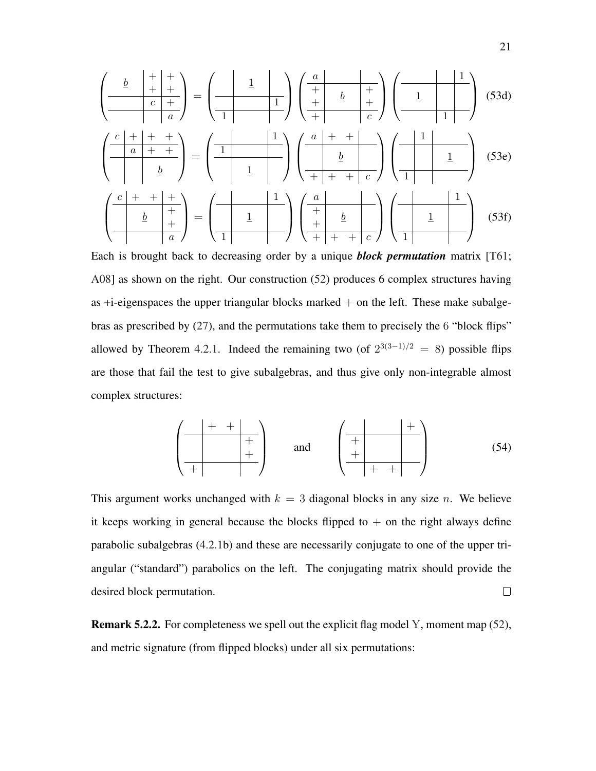$$
\left(\begin{array}{c|c|c}
\underline{b} & \begin{smallmatrix}+\\+\end{smallmatrix} & \begin{smallmatrix}+\\+\end{smallmatrix} \\ \hline
 & c & + \\ \hline
 & & a
\end{array}\right)
=
\left(\begin{array}{c|c|c}
 & \underline{1} & \\ \hline
 & & 1 \\ \hline
1 & &
\end{array}\right)
\left(\begin{array}{c|c|c}
a & & \\ \hline
\begin{smallmatrix}+\\+\end{smallmatrix} & \underline{b} & \begin{smallmatrix}+\\+\end{smallmatrix} \\ \hline
+ & & c
\end{array}\right)
\left(\begin{array}{c|c|c}
 & & 1 \\ \hline
\underline{1} & & \\ \hline
 & 1 &
\end{array}\right)
\tag{53d}
$$

$$
\left(\begin{array}{c|c|c}
c & + & +\ \ + \\ \hline
 & a & +\ \ + \\ \hline
 & & \underline{b}
\end{array}\right)
=
\left(\begin{array}{c|c|c}
 & & 1 \\ \hline
1 & & \\ \hline
 & \underline{1} &
\end{array}\right)
\left(\begin{array}{c|c|c}
a & +\ \ + & \\ \hline
 & \underline{b} & \\ \hline
+ & +\ \ + & c
\end{array}\right)
\left(\begin{array}{c|c|c}
 & 1 & \\ \hline
 & & \underline{1} \\ \hline
1 & &
\end{array}\right)
\tag{53e}
$$

$$
\left(\begin{array}{c|c|c}
c & +\ \ + & + \\ \hline
 & \underline{b} & \begin{smallmatrix}+\\+\end{smallmatrix} \\ \hline
 & & a
\end{array}\right)
=
\left(\begin{array}{c|c|c}
 & & 1 \\ \hline
 & \underline{1} & \\ \hline
1 & &
\end{array}\right)
\left(\begin{array}{c|c|c}
a & & \\ \hline
\begin{smallmatrix}+\\+\end{smallmatrix} & \underline{b} & \\ \hline
+ & +\ \ + & c
\end{array}\right)
\left(\begin{array}{c|c|c}
 & & 1 \\ \hline
 & \underline{1} & \\ \hline
1 & &
\end{array}\right)
\tag{53f}
$$

Each is brought back to decreasing order by a unique ***block permutation*** matrix [T61; A08] as shown on the right. Our construction (52) produces 6 complex structures having as +i-eigenspaces the upper triangular blocks marked $+$ on the left. These make subalgebras as prescribed by (27), and the permutations take them to precisely the $6$ "block flips" allowed by Theorem 4.2.1. Indeed the remaining two (of $2^{3(3-1)/2} = 8$) possible flips are those that fail the test to give subalgebras, and thus give only non-integrable almost complex structures:

$$
\left(\begin{array}{c|c|c}
 & +\ \ + & \\ \hline
 & & \begin{smallmatrix}+\\+\end{smallmatrix} \\ \hline
+ & &
\end{array}\right)
\qquad \text{and} \qquad
\left(\begin{array}{c|c|c}
 & & + \\ \hline
\begin{smallmatrix}+\\+\end{smallmatrix} & & \\ \hline
 & +\ \ + &
\end{array}\right)
\tag{54}
$$

This argument works unchanged with $k = 3$ diagonal blocks in any size $n$. We believe it keeps working in general because the blocks flipped to $+$ on the right always define parabolic subalgebras (4.2.1b) and these are necessarily conjugate to one of the upper triangular ("standard") parabolics on the left. The conjugating matrix should provide the desired block permutation. $\square$

**Remark 5.2.2.** For completeness we spell out the explicit flag model Y, moment map (52), and metric signature (from flipped blocks) under all six permutations: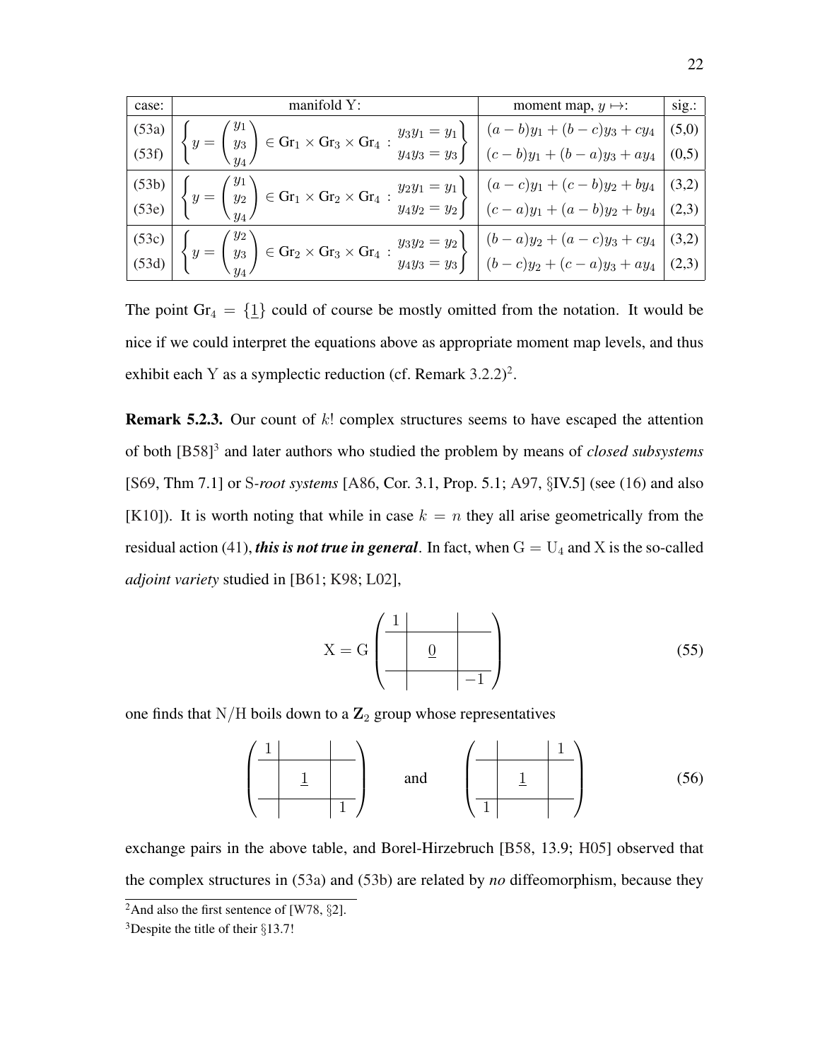| case: | manifold Y: | moment map, $y \mapsto$: | sig.: |
|---|---|---|---|
| (53a) <br> (53f) | $\left\{ y = \begin{pmatrix} y_1 \\ y_3 \\ y_4 \end{pmatrix} \in \mathrm{Gr}_1 \times \mathrm{Gr}_3 \times \mathrm{Gr}_4 \;:\; \begin{matrix} y_3 y_1 = y_1 \\ y_4 y_3 = y_3 \end{matrix} \right\}$ | $(a-b)y_1 + (b-c)y_3 + cy_4$ <br> $(c-b)y_1 + (b-a)y_3 + ay_4$ | (5,0) <br> (0,5) |
| (53b) <br> (53e) | $\left\{ y = \begin{pmatrix} y_1 \\ y_2 \\ y_4 \end{pmatrix} \in \mathrm{Gr}_1 \times \mathrm{Gr}_2 \times \mathrm{Gr}_4 \;:\; \begin{matrix} y_2 y_1 = y_1 \\ y_4 y_2 = y_2 \end{matrix} \right\}$ | $(a-c)y_1 + (c-b)y_2 + by_4$ <br> $(c-a)y_1 + (a-b)y_2 + by_4$ | (3,2) <br> (2,3) |
| (53c) <br> (53d) | $\left\{ y = \begin{pmatrix} y_2 \\ y_3 \\ y_4 \end{pmatrix} \in \mathrm{Gr}_2 \times \mathrm{Gr}_3 \times \mathrm{Gr}_4 \;:\; \begin{matrix} y_3 y_2 = y_2 \\ y_4 y_3 = y_3 \end{matrix} \right\}$ | $(b-a)y_2 + (a-c)y_3 + cy_4$ <br> $(b-c)y_2 + (c-a)y_3 + ay_4$ | (3,2) <br> (2,3) |

The point $\mathrm{Gr}_4 = \{\underline{1}\}$ could of course be mostly omitted from the notation. It would be nice if we could interpret the equations above as appropriate moment map levels, and thus exhibit each Y as a symplectic reduction (cf. Remark 3.2.2)[2].

**Remark 5.2.3.** Our count of $k!$ complex structures seems to have escaped the attention of both [B58][3] and later authors who studied the problem by means of *closed subsystems* [S69, Thm 7.1] or S-*root systems* [A86, Cor. 3.1, Prop. 5.1; A97, §IV.5] (see (16) and also [K10]). It is worth noting that while in case $k = n$ they all arise geometrically from the residual action (41), ***this is not true in general***. In fact, when $\mathrm{G} = \mathrm{U}_4$ and X is the so-called *adjoint variety* studied in [B61; K98; L02],

$$\mathrm{X} = \mathrm{G}\left(\begin{array}{c|c|c} 1 & & \\ \hline & \underline{0} & \\ \hline & & -1 \end{array}\right) \tag{55}$$

one finds that $\mathrm{N}/\mathrm{H}$ boils down to a $\mathbf{Z}_2$ group whose representatives

$$\left(\begin{array}{c|c|c} 1 & & \\ \hline & \underline{1} & \\ \hline & & 1 \end{array}\right) \qquad \text{and} \qquad \left(\begin{array}{c|c|c} & & 1 \\ \hline & \underline{1} & \\ \hline 1 & & \end{array}\right) \tag{56}$$

exchange pairs in the above table, and Borel-Hirzebruch [B58, 13.9; H05] observed that the complex structures in (53a) and (53b) are related by *no* diffeomorphism, because they

[2] And also the first sentence of [W78, §2].

[3] Despite the title of their §13.7!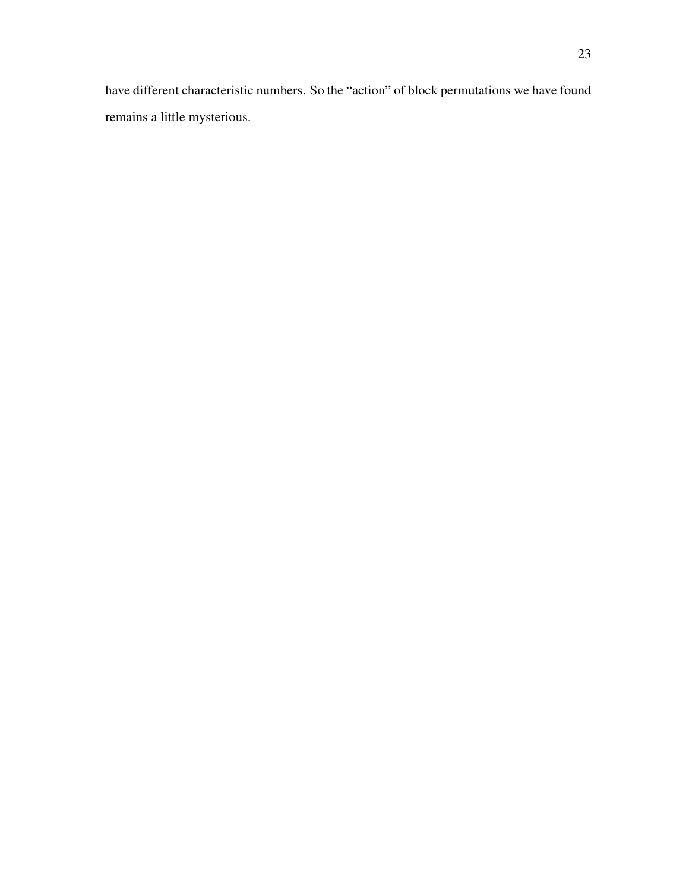have different characteristic numbers. So the “action” of block permutations we have found remains a little mysterious.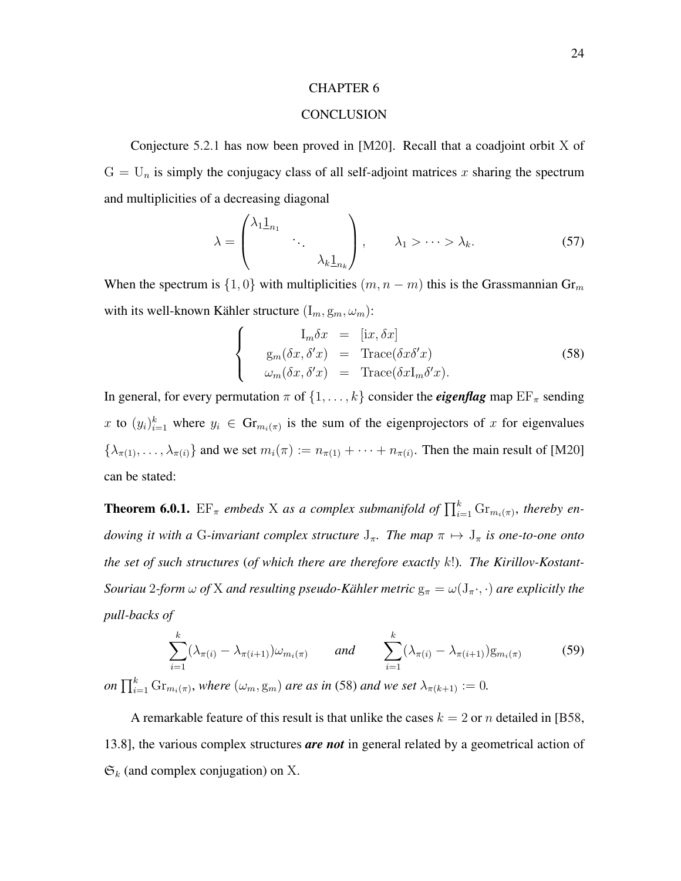# CHAPTER 6

## CONCLUSION

Conjecture 5.2.1 has now been proved in [M20]. Recall that a coadjoint orbit $\mathrm{X}$ of $\mathrm{G} = \mathrm{U}_n$ is simply the conjugacy class of all self-adjoint matrices $x$ sharing the spectrum and multiplicities of a decreasing diagonal

$$\lambda = \begin{pmatrix} \lambda_1 \underline{1}_{n_1} & & \\ & \ddots & \\ & & \lambda_k \underline{1}_{n_k} \end{pmatrix}, \qquad \lambda_1 > \cdots > \lambda_k. \tag{57}$$

When the spectrum is $\{1, 0\}$ with multiplicities $(m, n-m)$ this is the Grassmannian $\mathrm{Gr}_m$ with its well-known Kähler structure $(\mathrm{I}_m, \mathrm{g}_m, \omega_m)$:

$$\left\{ \begin{array}{rcl} \mathrm{I}_m \delta x & = & [\mathrm{i}x, \delta x] \\ \mathrm{g}_m(\delta x, \delta' x) & = & \mathrm{Trace}(\delta x \delta' x) \\ \omega_m(\delta x, \delta' x) & = & \mathrm{Trace}(\delta x \mathrm{I}_m \delta' x). \end{array} \right. \tag{58}$$

In general, for every permutation $\pi$ of $\{1, \dots, k\}$ consider the ***eigenflag*** map $\mathrm{EF}_\pi$ sending $x$ to $(y_i)_{i=1}^k$ where $y_i \in \mathrm{Gr}_{m_i(\pi)}$ is the sum of the eigenprojectors of $x$ for eigenvalues $\{\lambda_{\pi(1)}, \dots, \lambda_{\pi(i)}\}$ and we set $m_i(\pi) := n_{\pi(1)} + \cdots + n_{\pi(i)}$. Then the main result of [M20] can be stated:

**Theorem 6.0.1.** *$\mathrm{EF}_\pi$ embeds $\mathrm{X}$ as a complex submanifold of $\prod_{i=1}^k \mathrm{Gr}_{m_i(\pi)}$, thereby endowing it with a $\mathrm{G}$-invariant complex structure $\mathrm{J}_\pi$. The map $\pi \mapsto \mathrm{J}_\pi$ is one-to-one onto the set of such structures (of which there are therefore exactly $k!$). The Kirillov-Kostant-Souriau 2-form $\omega$ of $\mathrm{X}$ and resulting pseudo-Kähler metric $\mathrm{g}_\pi = \omega(\mathrm{J}_\pi \cdot, \cdot)$ are explicitly the pull-backs of*

$$\sum_{i=1}^k (\lambda_{\pi(i)} - \lambda_{\pi(i+1)}) \omega_{m_i(\pi)} \qquad \text{and} \qquad \sum_{i=1}^k (\lambda_{\pi(i)} - \lambda_{\pi(i+1)}) \mathrm{g}_{m_i(\pi)} \tag{59}$$

*on $\prod_{i=1}^k \mathrm{Gr}_{m_i(\pi)}$, where $(\omega_m, \mathrm{g}_m)$ are as in (58) and we set $\lambda_{\pi(k+1)} := 0$.*

A remarkable feature of this result is that unlike the cases $k = 2$ or $n$ detailed in [B58, 13.8], the various complex structures ***are not*** in general related by a geometrical action of $\mathfrak{S}_k$ (and complex conjugation) on $\mathrm{X}$.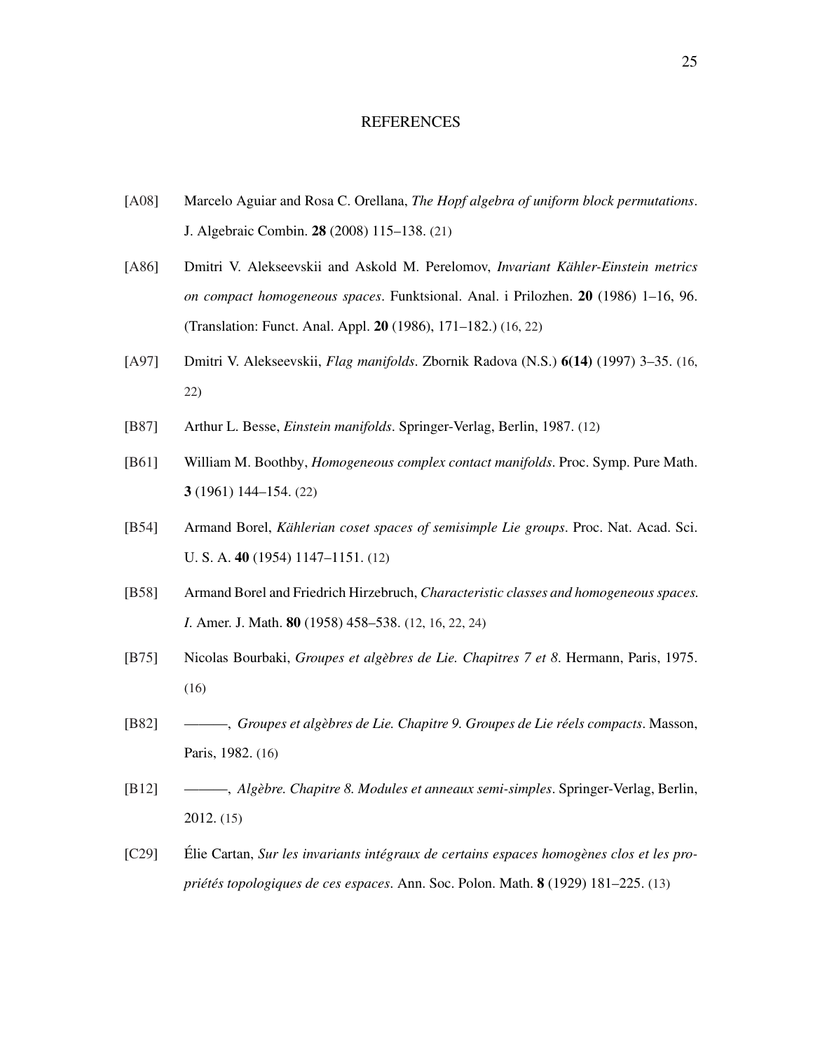# REFERENCES

[A08] Marcelo Aguiar and Rosa C. Orellana, *The Hopf algebra of uniform block permutations*. J. Algebraic Combin. **28** (2008) 115–138. (21)

[A86] Dmitri V. Alekseevskii and Askold M. Perelomov, *Invariant Kähler-Einstein metrics on compact homogeneous spaces*. Funktsional. Anal. i Prilozhen. **20** (1986) 1–16, 96. (Translation: Funct. Anal. Appl. **20** (1986), 171–182.) (16, 22)

[A97] Dmitri V. Alekseevskii, *Flag manifolds*. Zbornik Radova (N.S.) **6(14)** (1997) 3–35. (16, 22)

[B87] Arthur L. Besse, *Einstein manifolds*. Springer-Verlag, Berlin, 1987. (12)

[B61] William M. Boothby, *Homogeneous complex contact manifolds*. Proc. Symp. Pure Math. **3** (1961) 144–154. (22)

[B54] Armand Borel, *Kählerian coset spaces of semisimple Lie groups*. Proc. Nat. Acad. Sci. U. S. A. **40** (1954) 1147–1151. (12)

[B58] Armand Borel and Friedrich Hirzebruch, *Characteristic classes and homogeneous spaces. I*. Amer. J. Math. **80** (1958) 458–538. (12, 16, 22, 24)

[B75] Nicolas Bourbaki, *Groupes et algèbres de Lie. Chapitres 7 et 8*. Hermann, Paris, 1975. (16)

[B82] ———, *Groupes et algèbres de Lie. Chapitre 9. Groupes de Lie réels compacts*. Masson, Paris, 1982. (16)

[B12] ———, *Algèbre. Chapitre 8. Modules et anneaux semi-simples*. Springer-Verlag, Berlin, 2012. (15)

[C29] Élie Cartan, *Sur les invariants intégraux de certains espaces homogènes clos et les propriétés topologiques de ces espaces*. Ann. Soc. Polon. Math. **8** (1929) 181–225. (13)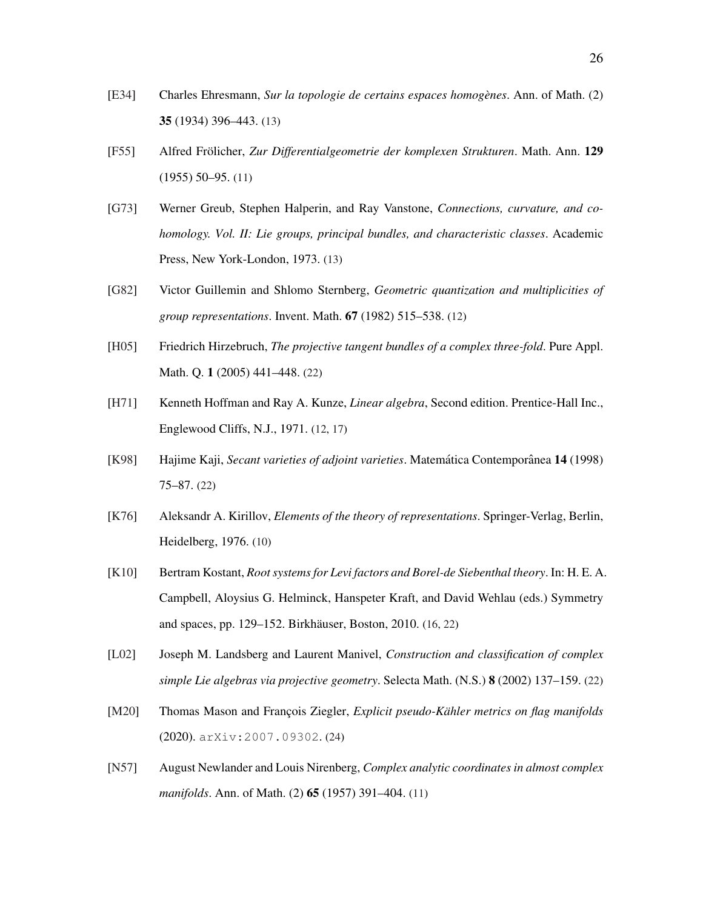[E34] Charles Ehresmann, *Sur la topologie de certains espaces homogènes*. Ann. of Math. (2) **35** (1934) 396–443. (13)

[F55] Alfred Frölicher, *Zur Differentialgeometrie der komplexen Strukturen*. Math. Ann. **129** (1955) 50–95. (11)

[G73] Werner Greub, Stephen Halperin, and Ray Vanstone, *Connections, curvature, and cohomology. Vol. II: Lie groups, principal bundles, and characteristic classes*. Academic Press, New York-London, 1973. (13)

[G82] Victor Guillemin and Shlomo Sternberg, *Geometric quantization and multiplicities of group representations*. Invent. Math. **67** (1982) 515–538. (12)

[H05] Friedrich Hirzebruch, *The projective tangent bundles of a complex three-fold*. Pure Appl. Math. Q. **1** (2005) 441–448. (22)

[H71] Kenneth Hoffman and Ray A. Kunze, *Linear algebra*, Second edition. Prentice-Hall Inc., Englewood Cliffs, N.J., 1971. (12, 17)

[K98] Hajime Kaji, *Secant varieties of adjoint varieties*. Matemática Contemporânea **14** (1998) 75–87. (22)

[K76] Aleksandr A. Kirillov, *Elements of the theory of representations*. Springer-Verlag, Berlin, Heidelberg, 1976. (10)

[K10] Bertram Kostant, *Root systems for Levi factors and Borel-de Siebenthal theory*. In: H. E. A. Campbell, Aloysius G. Helminck, Hanspeter Kraft, and David Wehlau (eds.) Symmetry and spaces, pp. 129–152. Birkhäuser, Boston, 2010. (16, 22)

[L02] Joseph M. Landsberg and Laurent Manivel, *Construction and classification of complex simple Lie algebras via projective geometry*. Selecta Math. (N.S.) **8** (2002) 137–159. (22)

[M20] Thomas Mason and François Ziegler, *Explicit pseudo-Kähler metrics on flag manifolds* (2020). arXiv:2007.09302. (24)

[N57] August Newlander and Louis Nirenberg, *Complex analytic coordinates in almost complex manifolds*. Ann. of Math. (2) **65** (1957) 391–404. (11)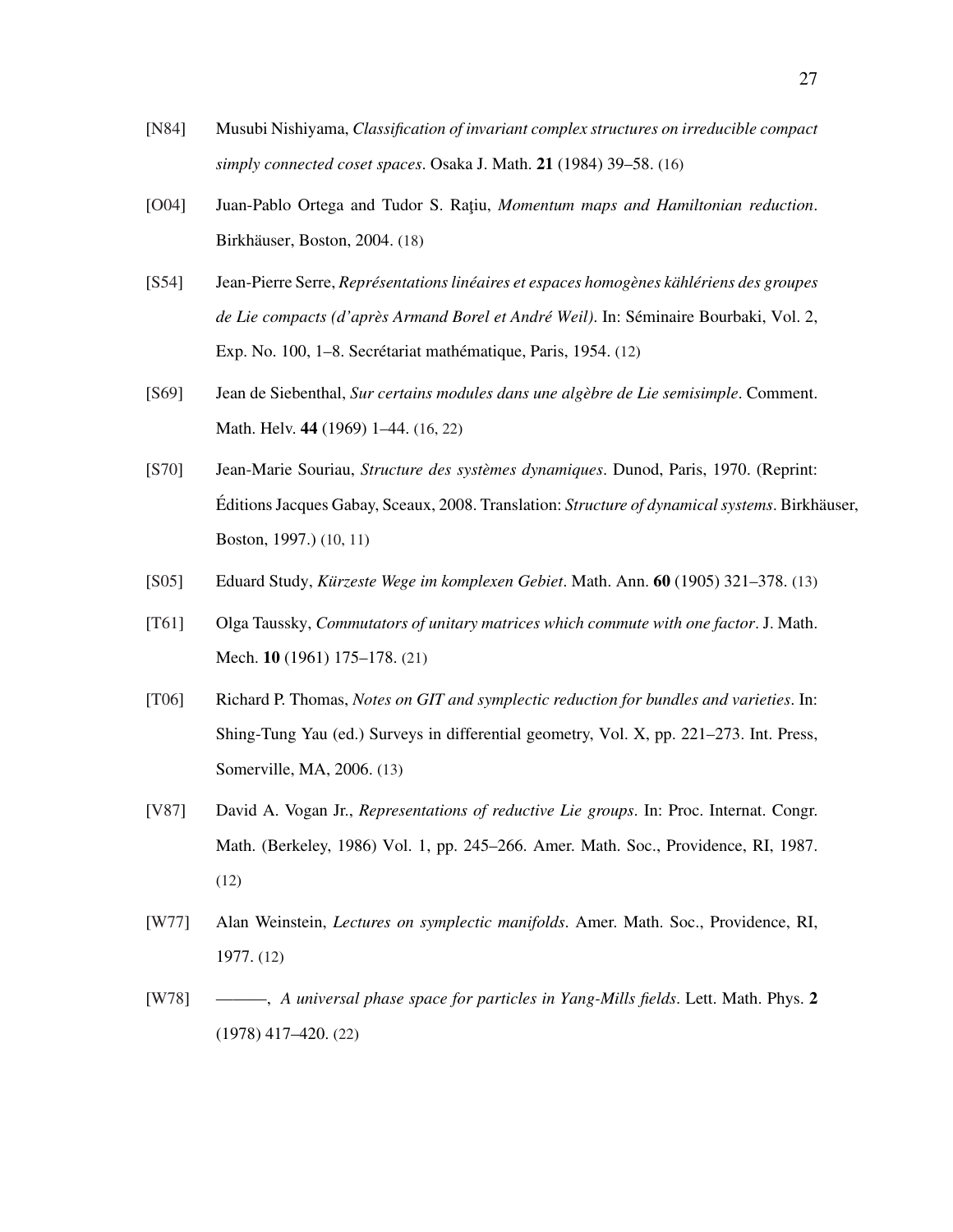[N84] Musubi Nishiyama, *Classification of invariant complex structures on irreducible compact simply connected coset spaces*. Osaka J. Math. **21** (1984) 39–58. (16)

[O04] Juan-Pablo Ortega and Tudor S. Raţiu, *Momentum maps and Hamiltonian reduction*. Birkhäuser, Boston, 2004. (18)

[S54] Jean-Pierre Serre, *Représentations linéaires et espaces homogènes kählériens des groupes de Lie compacts (d'après Armand Borel et André Weil)*. In: Séminaire Bourbaki, Vol. 2, Exp. No. 100, 1–8. Secrétariat mathématique, Paris, 1954. (12)

[S69] Jean de Siebenthal, *Sur certains modules dans une algèbre de Lie semisimple*. Comment. Math. Helv. **44** (1969) 1–44. (16, 22)

[S70] Jean-Marie Souriau, *Structure des systèmes dynamiques*. Dunod, Paris, 1970. (Reprint: Éditions Jacques Gabay, Sceaux, 2008. Translation: *Structure of dynamical systems*. Birkhäuser, Boston, 1997.) (10, 11)

[S05] Eduard Study, *Kürzeste Wege im komplexen Gebiet*. Math. Ann. **60** (1905) 321–378. (13)

[T61] Olga Taussky, *Commutators of unitary matrices which commute with one factor*. J. Math. Mech. **10** (1961) 175–178. (21)

[T06] Richard P. Thomas, *Notes on GIT and symplectic reduction for bundles and varieties*. In: Shing-Tung Yau (ed.) Surveys in differential geometry, Vol. X, pp. 221–273. Int. Press, Somerville, MA, 2006. (13)

[V87] David A. Vogan Jr., *Representations of reductive Lie groups*. In: Proc. Internat. Congr. Math. (Berkeley, 1986) Vol. 1, pp. 245–266. Amer. Math. Soc., Providence, RI, 1987. (12)

[W77] Alan Weinstein, *Lectures on symplectic manifolds*. Amer. Math. Soc., Providence, RI, 1977. (12)

[W78] ———, *A universal phase space for particles in Yang-Mills fields*. Lett. Math. Phys. **2** (1978) 417–420. (22)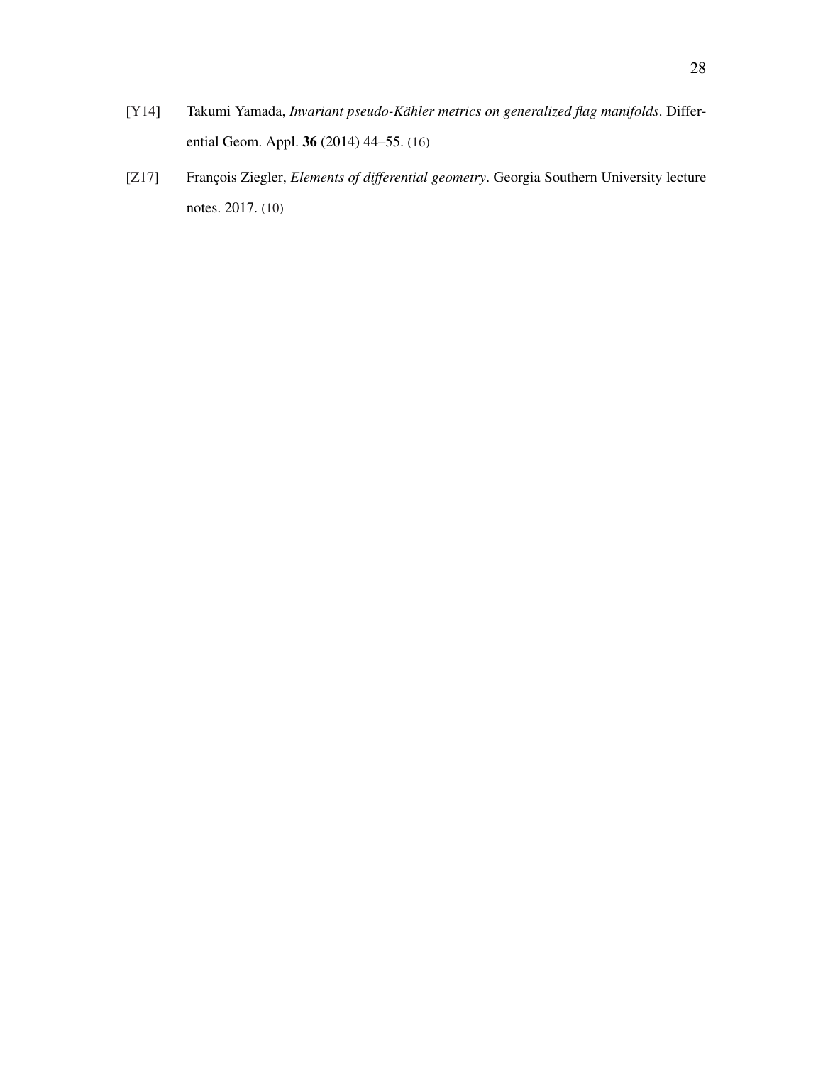[Y14] Takumi Yamada, *Invariant pseudo-Kähler metrics on generalized flag manifolds*. Differential Geom. Appl. **36** (2014) 44–55. (16)

[Z17] François Ziegler, *Elements of differential geometry*. Georgia Southern University lecture notes. 2017. (10)